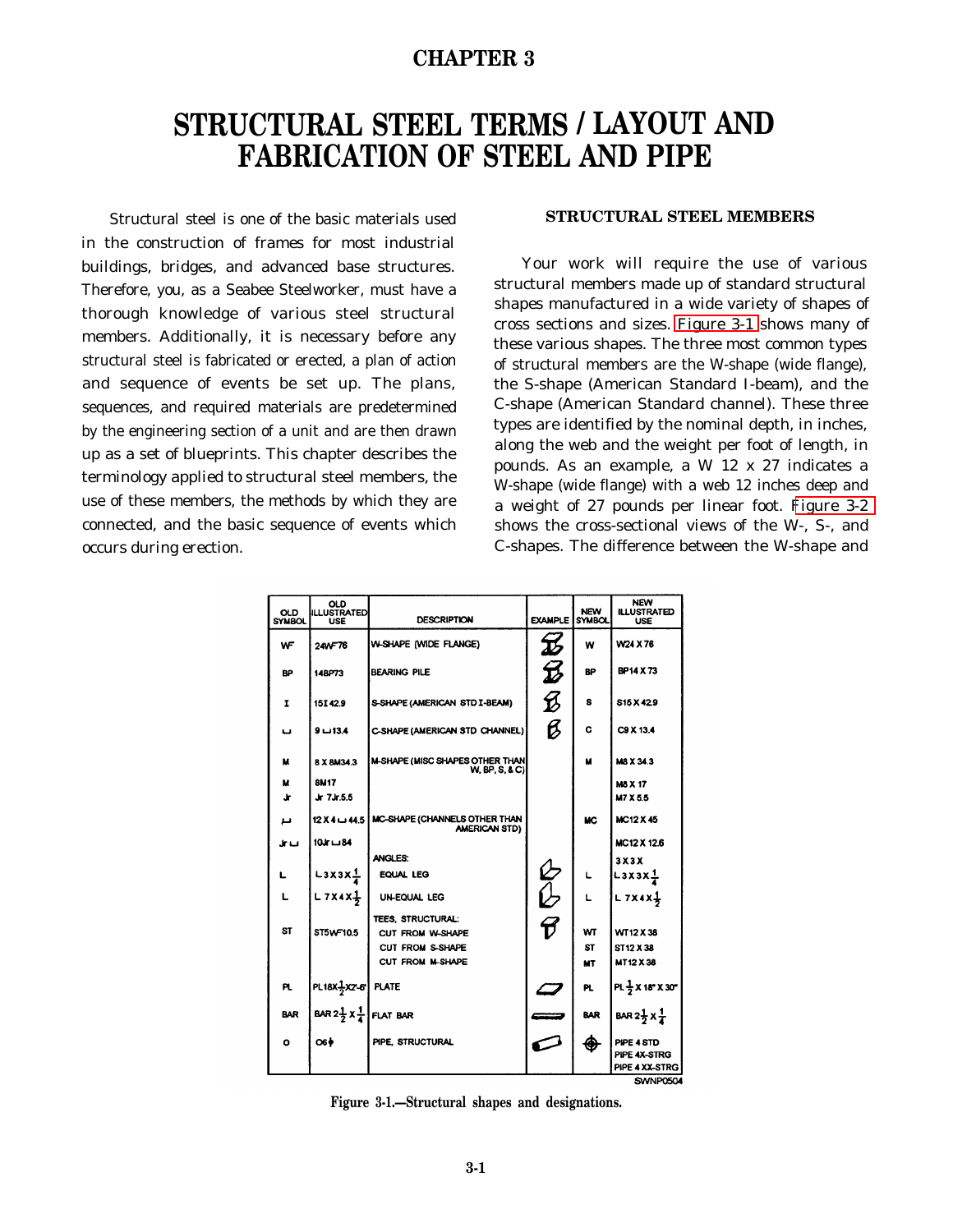# CHAPTER 3

# STRUCTURAL STEEL TERMS / LAYOUT AND FABRICATION OF STEEL AND PIPE

Structural steel is one of the basic materials used in the construction of frames for most industrial buildings, bridges, and advanced base structures. Therefore, you, as a Seabee Steelworker, must have a thorough knowledge of various steel structural members. Additionally, it is necessary before any structural steel is fabricated or erected, a plan of action and sequence of events be set up. The plans, sequences, and required materials are predetermined by the engineering section of a unit and are then drawn up as a set of blueprints. This chapter describes the terminology applied to structural steel members, the use of these members, the methods by which they are connected, and the basic sequence of events which occurs during erection.

## STRUCTURAL STEEL MEMBERS

Your work will require the use of various structural members made up of standard structural shapes manufactured in a wide variety of shapes of cross sections and sizes. Figure 3-1 shows many of these various shapes. The three most common types of structural members are the W-shape (wide flange), the S-shape (American Standard I-beam), and the C-shape (American Standard channel). These three types are identified by the nominal depth, in inches, along the web and the weight per foot of length, in pounds. As an example, a W 12 x 27 indicates a W-shape (wide flange) with a web 12 inches deep and a weight of 27 pounds per linear foot. Figure 3-2 shows the cross-sectional views of the W-, S-, and C-shapes. The difference between the W-shape and

| OLD SYMBOL | OLD ILLUSTRATED USE | DESCRIPTION | EXAMPLE | NEW SYMBOL | NEW ILLUSTRATED USE |
|---|---|---|---|---|---|
| WF | 24WF76 | W-SHAPE (WIDE FLANGE) | | W | W24 X 76 |
| BP | 14BP73 | BEARING PILE | | BP | BP14 X 73 |
| I | 15I 42.9 | S-SHAPE (AMERICAN STD I-BEAM) | | S | S15 X 42.9 |
| ⊔ | 9 ⊔ 13.4 | C-SHAPE (AMERICAN STD CHANNEL) | | C | C9 X 13.4 |
| M | 8 X 8M34.3 | M-SHAPE (MISC SHAPES OTHER THAN W, BP, S, & C) | | M | M8 X 34.3 |
| M | 8M17 | | | | M8 X 17 |
| Jr | Jr 7Jr.5.5 | | | | M7 X 5.5 |
| ⊔ | 12 X 4 ⊔ 44.5 | MC-SHAPE (CHANNELS OTHER THAN AMERICAN STD) | | MC | MC12 X 45 |
| Jr ⊔ | 10Jr ⊔ 84 | | | | MC12 X 12.6 |
| | | ANGLES: | | | 3 X 3 X |
| L | L 3 X 3 X $\frac{1}{4}$ | EQUAL LEG | | L | L 3 X 3 X $\frac{1}{4}$ |
| L | L 7 X 4 X $\frac{1}{2}$ | UN-EQUAL LEG | | L | L 7 X 4 X $\frac{1}{2}$ |
| | | TEES, STRUCTURAL: | | | |
| ST | ST5WF10.5 | CUT FROM W-SHAPE | | WT | WT12 X 38 |
| | | CUT FROM S-SHAPE | | ST | ST12 X 38 |
| | | CUT FROM M-SHAPE | | MT | MT12 X 38 |
| PL | PL18X$\frac{1}{2}$X2'-6" | PLATE | | PL | PL $\frac{1}{2}$ X 18" X 30" |
| BAR | BAR 2$\frac{1}{2}$ X $\frac{1}{4}$ | FLAT BAR | | BAR | BAR 2$\frac{1}{2}$ X $\frac{1}{4}$ |
| O | O6ϕ | PIPE, STRUCTURAL | | ⊕ | PIPE 4 STD<br>PIPE 4X-STRG<br>PIPE 4 XX-STRG |

SWNP0504

Figure 3-1.—Structural shapes and designations.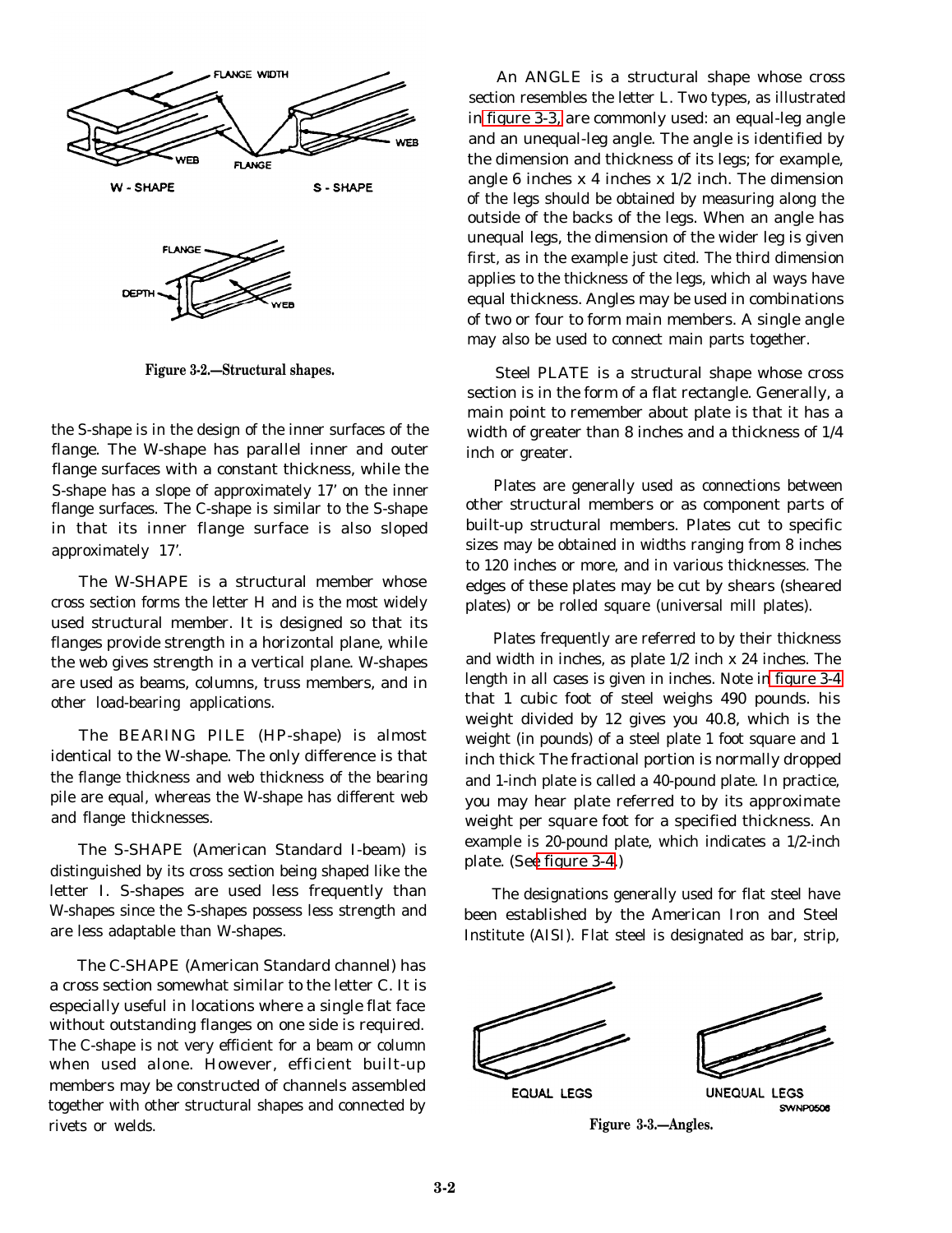FLANGE WIDTH

WEB

WEB

FLANGE

W - SHAPE

S - SHAPE

FLANGE

DEPTH

WEB

Figure 3-2.—Structural shapes.

the S-shape is in the design of the inner surfaces of the flange. The W-shape has parallel inner and outer flange surfaces with a constant thickness, while the S-shape has a slope of approximately 17' on the inner flange surfaces. The C-shape is similar to the S-shape in that its inner flange surface is also sloped approximately 17'.

The W-SHAPE is a structural member whose cross section forms the letter H and is the most widely used structural member. It is designed so that its flanges provide strength in a horizontal plane, while the web gives strength in a vertical plane. W-shapes are used as beams, columns, truss members, and in other load-bearing applications.

The BEARING PILE (HP-shape) is almost identical to the W-shape. The only difference is that the flange thickness and web thickness of the bearing pile are equal, whereas the W-shape has different web and flange thicknesses.

The S-SHAPE (American Standard I-beam) is distinguished by its cross section being shaped like the letter I. S-shapes are used less frequently than W-shapes since the S-shapes possess less strength and are less adaptable than W-shapes.

The C-SHAPE (American Standard channel) has a cross section somewhat similar to the letter C. It is especially useful in locations where a single flat face without outstanding flanges on one side is required. The C-shape is not very efficient for a beam or column when used alone. However, efficient built-up members may be constructed of channels assembled together with other structural shapes and connected by rivets or welds.

An ANGLE is a structural shape whose cross section resembles the letter L. Two types, as illustrated in figure 3-3, are commonly used: an equal-leg angle and an unequal-leg angle. The angle is identified by the dimension and thickness of its legs; for example, angle 6 inches x 4 inches x 1/2 inch. The dimension of the legs should be obtained by measuring along the outside of the backs of the legs. When an angle has unequal legs, the dimension of the wider leg is given first, as in the example just cited. The third dimension applies to the thickness of the legs, which al ways have equal thickness. Angles may be used in combinations of two or four to form main members. A single angle may also be used to connect main parts together.

Steel PLATE is a structural shape whose cross section is in the form of a flat rectangle. Generally, a main point to remember about plate is that it has a width of greater than 8 inches and a thickness of 1/4 inch or greater.

Plates are generally used as connections between other structural members or as component parts of built-up structural members. Plates cut to specific sizes may be obtained in widths ranging from 8 inches to 120 inches or more, and in various thicknesses. The edges of these plates may be cut by shears (sheared plates) or be rolled square (universal mill plates).

Plates frequently are referred to by their thickness and width in inches, as plate 1/2 inch x 24 inches. The length in all cases is given in inches. Note in figure 3-4 that 1 cubic foot of steel weighs 490 pounds. his weight divided by 12 gives you 40.8, which is the weight (in pounds) of a steel plate 1 foot square and 1 inch thick The fractional portion is normally dropped and 1-inch plate is called a 40-pound plate. In practice, you may hear plate referred to by its approximate weight per square foot for a specified thickness. An example is 20-pound plate, which indicates a 1/2-inch plate. (See figure 3-4.)

The designations generally used for flat steel have been established by the American Iron and Steel Institute (AISI). Flat steel is designated as bar, strip,

EQUAL LEGS

UNEQUAL LEGS

SWNP0506

Figure 3-3.—Angles.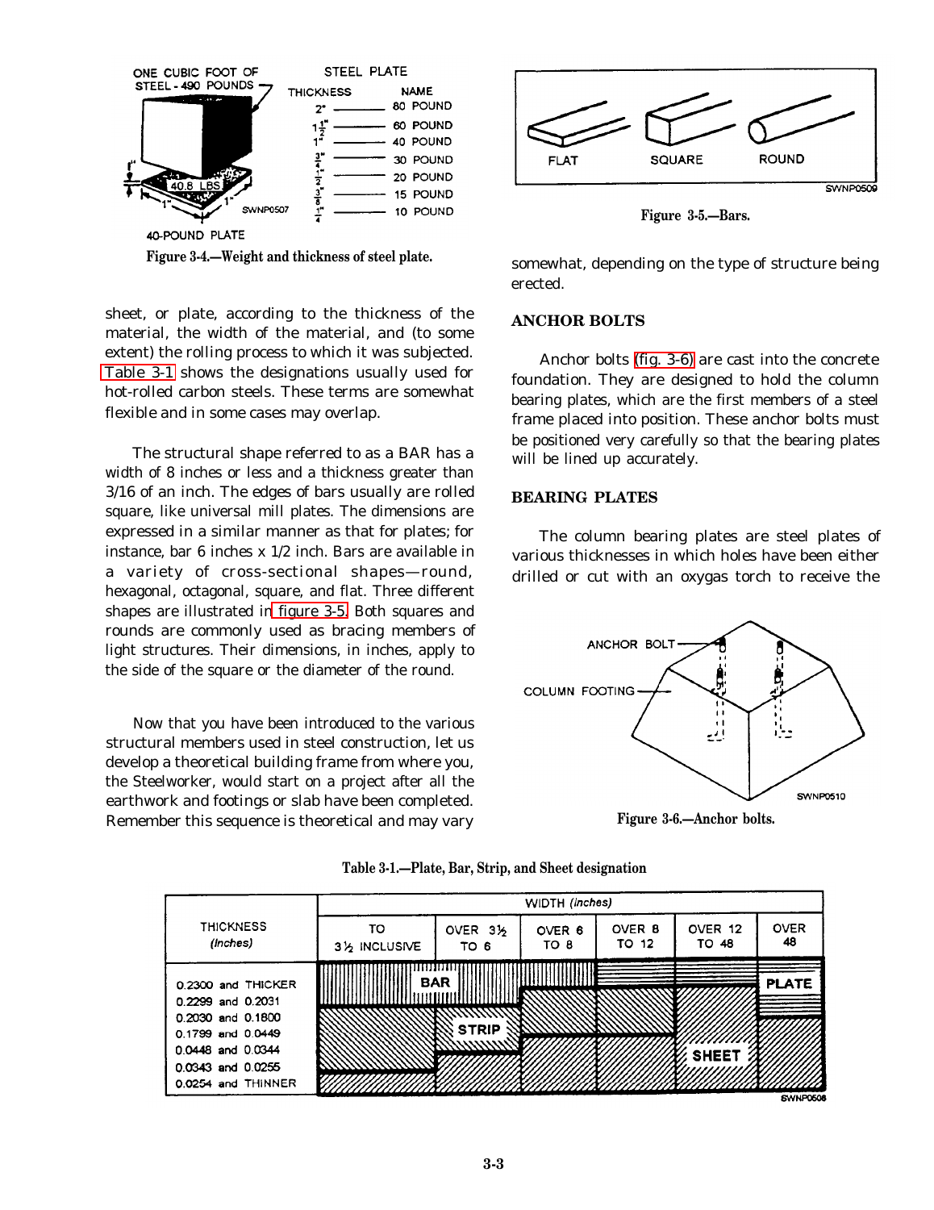Figure 3-4.—Weight and thickness of steel plate.

sheet, or plate, according to the thickness of the material, the width of the material, and (to some extent) the rolling process to which it was subjected. Table 3-1 shows the designations usually used for hot-rolled carbon steels. These terms are somewhat flexible and in some cases may overlap.

The structural shape referred to as a BAR has a width of 8 inches or less and a thickness greater than 3/16 of an inch. The edges of bars usually are rolled square, like universal mill plates. The dimensions are expressed in a similar manner as that for plates; for instance, bar 6 inches x 1/2 inch. Bars are available in a variety of cross-sectional shapes—round, hexagonal, octagonal, square, and flat. Three different shapes are illustrated in figure 3-5. Both squares and rounds are commonly used as bracing members of light structures. Their dimensions, in inches, apply to the side of the square or the diameter of the round.

Now that you have been introduced to the various structural members used in steel construction, let us develop a theoretical building frame from where you, the Steelworker, would start on a project after all the earthwork and footings or slab have been completed. Remember this sequence is theoretical and may vary somewhat, depending on the type of structure being erected.

Figure 3-5.—Bars.

## ANCHOR BOLTS

Anchor bolts (fig. 3-6) are cast into the concrete foundation. They are designed to hold the column bearing plates, which are the first members of a steel frame placed into position. These anchor bolts must be positioned very carefully so that the bearing plates will be lined up accurately.

## BEARING PLATES

The column bearing plates are steel plates of various thicknesses in which holes have been either drilled or cut with an oxygas torch to receive the

Figure 3-6.—Anchor bolts.

Table 3-1.—Plate, Bar, Strip, and Sheet designation

| THICKNESS (Inches) | WIDTH (inches) | | | | | |
|---|---|---|---|---|---|---|
| | TO 3½ INCLUSIVE | OVER 3½ TO 6 | OVER 6 TO 8 | OVER 8 TO 12 | OVER 12 TO 48 | OVER 48 |
| 0.2300 and THICKER | BAR | BAR | BAR | PLATE | PLATE | PLATE |
| 0.2299 and 0.2031 | BAR | BAR | STRIP | PLATE | PLATE | PLATE |
| 0.2030 and 0.1800 | STRIP | STRIP | STRIP | STRIP | SHEET | PLATE |
| 0.1799 and 0.0449 | STRIP | STRIP | STRIP | STRIP | SHEET | SHEET |
| 0.0448 and 0.0344 | STRIP | STRIP | SHEET | SHEET | SHEET | SHEET |
| 0.0343 and 0.0255 | STRIP | SHEET | SHEET | SHEET | SHEET | SHEET |
| 0.0254 and THINNER | SHEET | SHEET | SHEET | SHEET | SHEET | SHEET |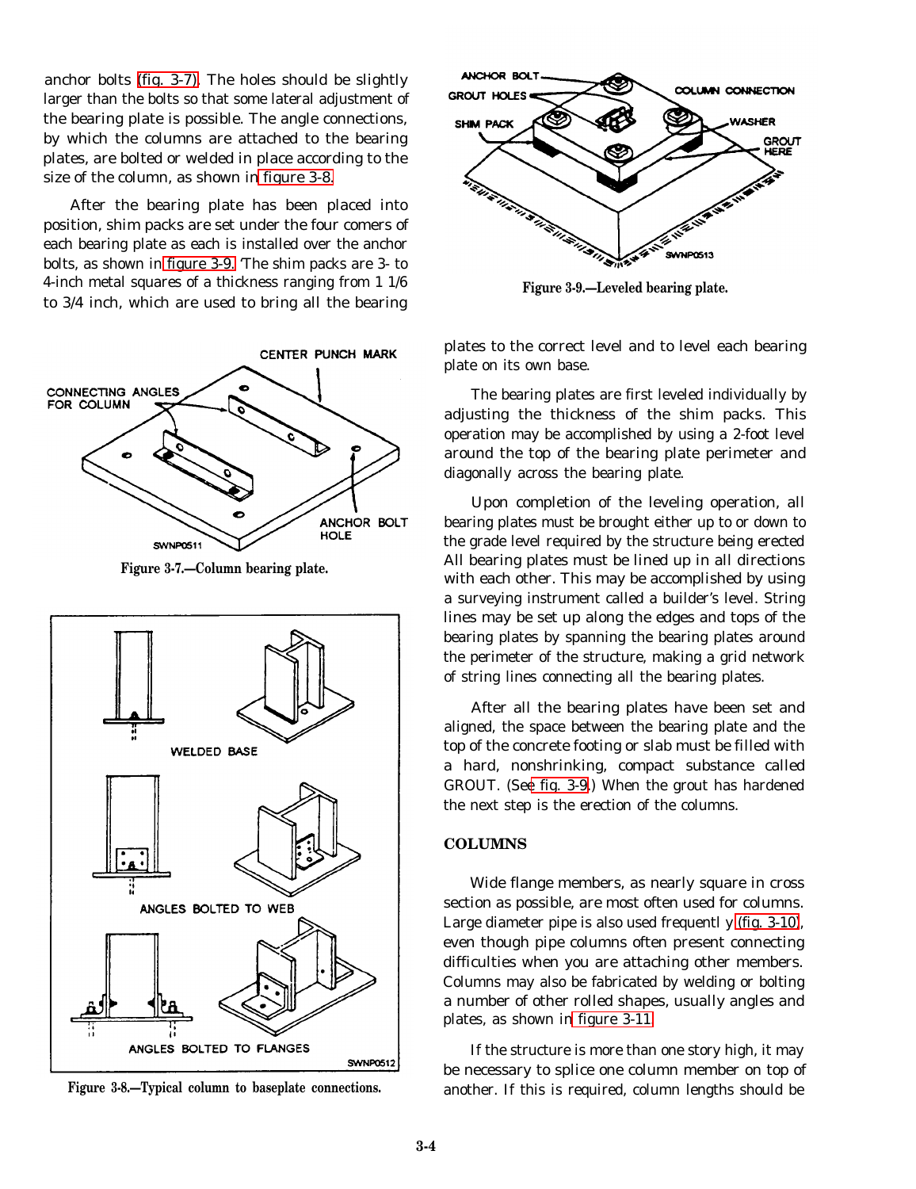anchor bolts (fig. 3-7). The holes should be slightly larger than the bolts so that some lateral adjustment of the bearing plate is possible. The angle connections, by which the columns are attached to the bearing plates, are bolted or welded in place according to the size of the column, as shown in figure 3-8.

After the bearing plate has been placed into position, shim packs are set under the four comers of each bearing plate as each is installed over the anchor bolts, as shown in figure 3-9. The shim packs are 3- to 4-inch metal squares of a thickness ranging from 1 1/6 to 3/4 inch, which are used to bring all the bearing plates to the correct level and to level each bearing plate on its own base.

Figure 3-7.—Column bearing plate.

Figure 3-8.—Typical column to baseplate connections.

Figure 3-9.—Leveled bearing plate.

The bearing plates are first leveled individually by adjusting the thickness of the shim packs. This operation may be accomplished by using a 2-foot level around the top of the bearing plate perimeter and diagonally across the bearing plate.

Upon completion of the leveling operation, all bearing plates must be brought either up to or down to the grade level required by the structure being erected All bearing plates must be lined up in all directions with each other. This may be accomplished by using a surveying instrument called a builder's level. String lines may be set up along the edges and tops of the bearing plates by spanning the bearing plates around the perimeter of the structure, making a grid network of string lines connecting all the bearing plates.

After all the bearing plates have been set and aligned, the space between the bearing plate and the top of the concrete footing or slab must be filled with a hard, nonshrinking, compact substance called GROUT. (See fig. 3-9.) When the grout has hardened the next step is the erection of the columns.

## COLUMNS

Wide flange members, as nearly square in cross section as possible, are most often used for columns. Large diameter pipe is also used frequently (fig. 3-10), even though pipe columns often present connecting difficulties when you are attaching other members. Columns may also be fabricated by welding or bolting a number of other rolled shapes, usually angles and plates, as shown in figure 3-11.

If the structure is more than one story high, it may be necessary to splice one column member on top of another. If this is required, column lengths should be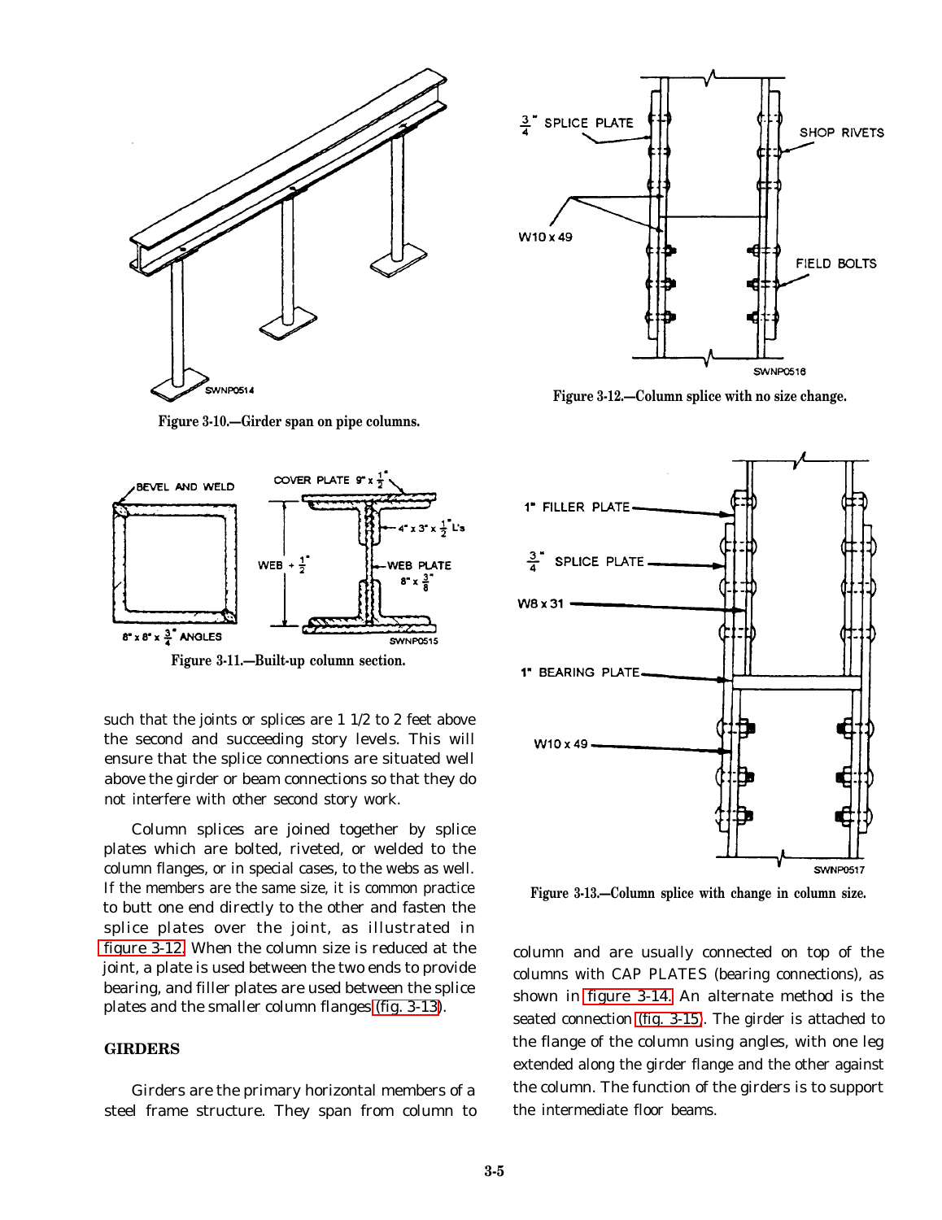Figure 3-10.—Girder span on pipe columns.

Figure 3-11.—Built-up column section.

Figure 3-12.—Column splice with no size change.

Figure 3-13.—Column splice with change in column size.

such that the joints or splices are 1 1/2 to 2 feet above the second and succeeding story levels. This will ensure that the splice connections are situated well above the girder or beam connections so that they do not interfere with other second story work.

Column splices are joined together by splice plates which are bolted, riveted, or welded to the column flanges, or in special cases, to the webs as well. If the members are the same size, it is common practice to butt one end directly to the other and fasten the splice plates over the joint, as illustrated in figure 3-12. When the column size is reduced at the joint, a plate is used between the two ends to provide bearing, and filler plates are used between the splice plates and the smaller column flanges (fig. 3-13).

## GIRDERS

Girders are the primary horizontal members of a steel frame structure. They span from column to column and are usually connected on top of the columns with CAP PLATES (bearing connections), as shown in figure 3-14. An alternate method is the seated connection (fig. 3-15). The girder is attached to the flange of the column using angles, with one leg extended along the girder flange and the other against the column. The function of the girders is to support the intermediate floor beams.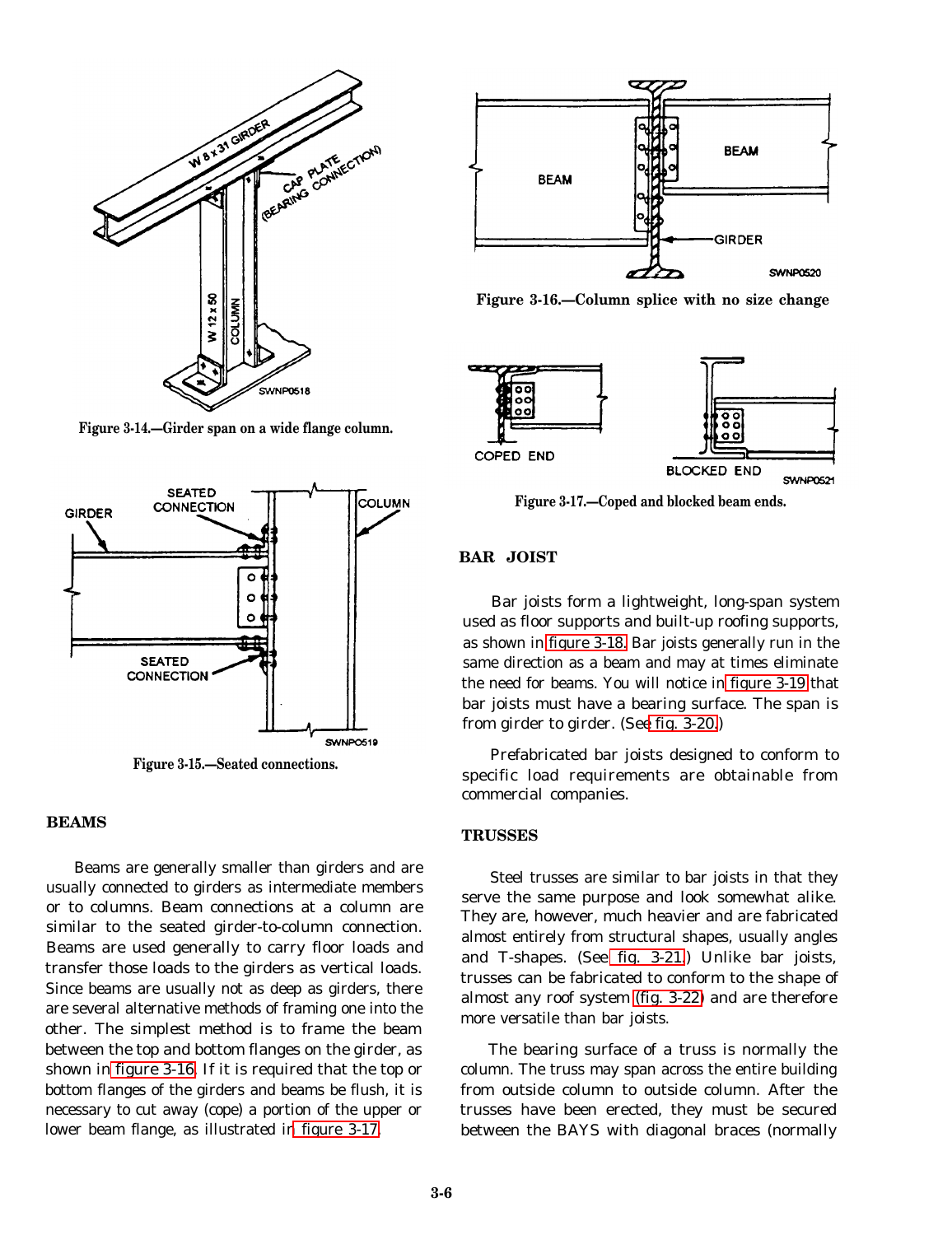Figure 3-14.—Girder span on a wide flange column.

Figure 3-15.—Seated connections.

## BEAMS

Beams are generally smaller than girders and are usually connected to girders as intermediate members or to columns. Beam connections at a column are similar to the seated girder-to-column connection. Beams are used generally to carry floor loads and transfer those loads to the girders as vertical loads. Since beams are usually not as deep as girders, there are several alternative methods of framing one into the other. The simplest method is to frame the beam between the top and bottom flanges on the girder, as shown in figure 3-16. If it is required that the top or bottom flanges of the girders and beams be flush, it is necessary to cut away (cope) a portion of the upper or lower beam flange, as illustrated in figure 3-17.

Figure 3-16.—Column splice with no size change

Figure 3-17.—Coped and blocked beam ends.

## BAR JOIST

Bar joists form a lightweight, long-span system used as floor supports and built-up roofing supports, as shown in figure 3-18. Bar joists generally run in the same direction as a beam and may at times eliminate the need for beams. You will notice in figure 3-19 that bar joists must have a bearing surface. The span is from girder to girder. (See fig. 3-20.)

Prefabricated bar joists designed to conform to specific load requirements are obtainable from commercial companies.

## TRUSSES

Steel trusses are similar to bar joists in that they serve the same purpose and look somewhat alike. They are, however, much heavier and are fabricated almost entirely from structural shapes, usually angles and T-shapes. (See fig. 3-21.) Unlike bar joists, trusses can be fabricated to conform to the shape of almost any roof system (fig. 3-22) and are therefore more versatile than bar joists.

The bearing surface of a truss is normally the column. The truss may span across the entire building from outside column to outside column. After the trusses have been erected, they must be secured between the BAYS with diagonal braces (normally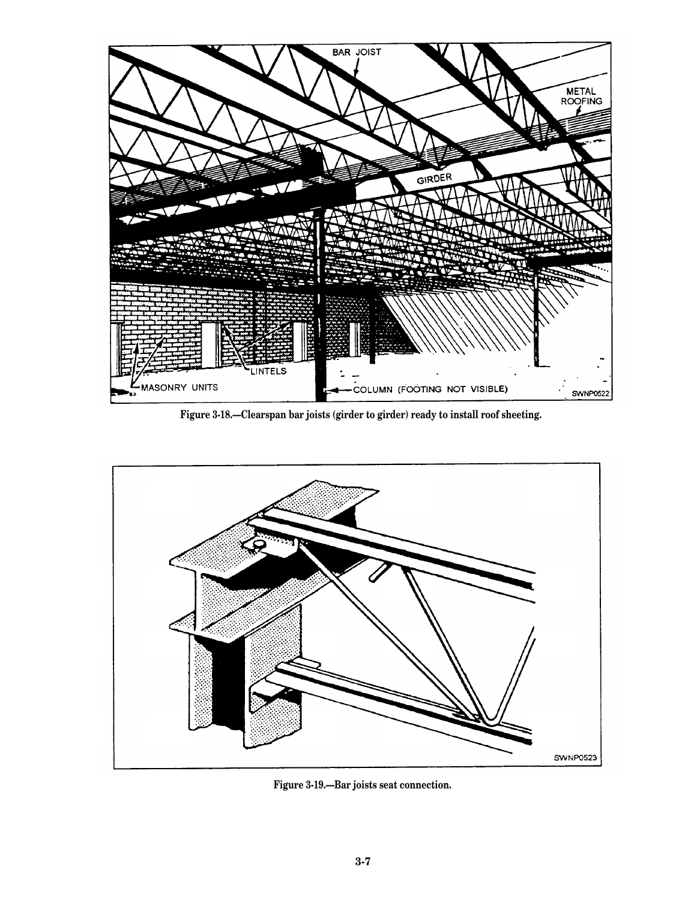Figure 3-18.—Clearspan bar joists (girder to girder) ready to install roof sheeting.

Figure 3-19.—Bar joists seat connection.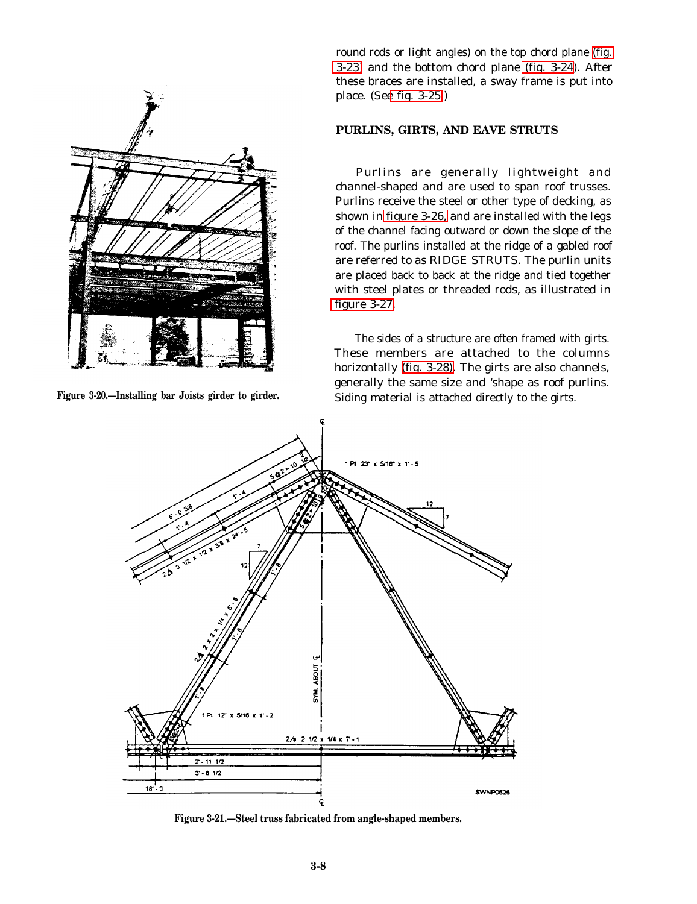round rods or light angles) on the top chord plane (fig. 3-23) and the bottom chord plane (fig. 3-24). After these braces are installed, a sway frame is put into place. (See fig. 3-25.)

Figure 3-20.—Installing bar Joists girder to girder.

## PURLINS, GIRTS, AND EAVE STRUTS

Purlins are generally lightweight and channel-shaped and are used to span roof trusses. Purlins receive the steel or other type of decking, as shown in figure 3-26, and are installed with the legs of the channel facing outward or down the slope of the roof. The purlins installed at the ridge of a gabled roof are referred to as RIDGE STRUTS. The purlin units are placed back to back at the ridge and tied together with steel plates or threaded rods, as illustrated in figure 3-27.

The sides of a structure are often framed with girts. These members are attached to the columns horizontally (fig. 3-28). The girts are also channels, generally the same size and 'shape as roof purlins. Siding material is attached directly to the girts.

Figure 3-21.—Steel truss fabricated from angle-shaped members.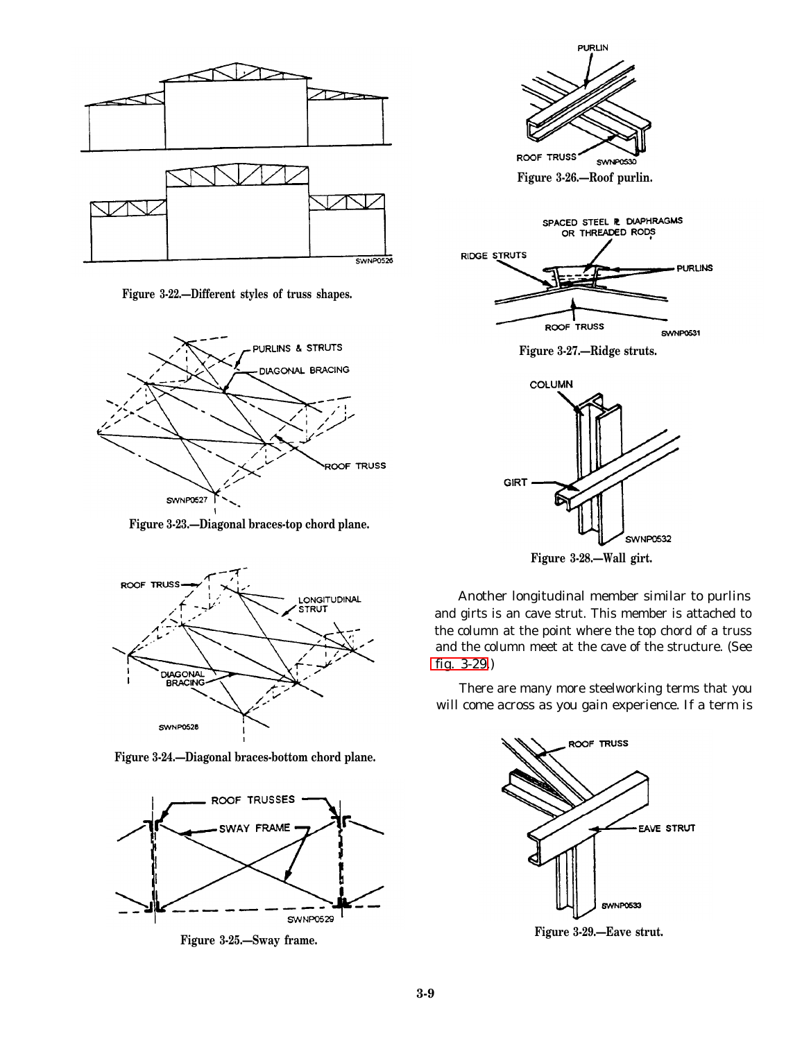Figure 3-22.—Different styles of truss shapes.

Figure 3-23.—Diagonal braces-top chord plane.

Figure 3-24.—Diagonal braces-bottom chord plane.

Figure 3-25.—Sway frame.

Figure 3-26.—Roof purlin.

Figure 3-27.—Ridge struts.

Figure 3-28.—Wall girt.

Another longitudinal member similar to purlins and girts is an cave strut. This member is attached to the column at the point where the top chord of a truss and the column meet at the cave of the structure. (See fig. 3-29.)

There are many more steelworking terms that you will come across as you gain experience. If a term is

Figure 3-29.—Eave strut.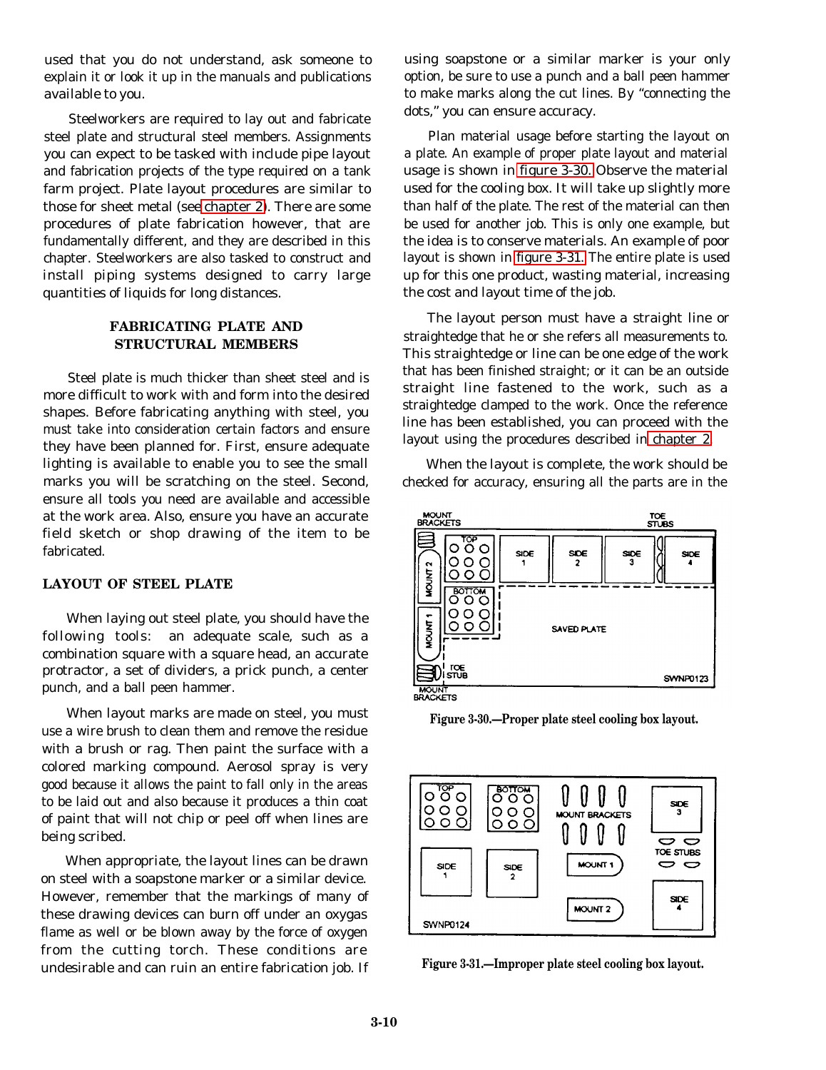used that you do not understand, ask someone to explain it or look it up in the manuals and publications available to you.

Steelworkers are required to lay out and fabricate steel plate and structural steel members. Assignments you can expect to be tasked with include pipe layout and fabrication projects of the type required on a tank farm project. Plate layout procedures are similar to those for sheet metal (see chapter 2). There are some procedures of plate fabrication however, that are fundamentally different, and they are described in this chapter. Steelworkers are also tasked to construct and install piping systems designed to carry large quantities of liquids for long distances.

## FABRICATING PLATE AND STRUCTURAL MEMBERS

Steel plate is much thicker than sheet steel and is more difficult to work with and form into the desired shapes. Before fabricating anything with steel, you must take into consideration certain factors and ensure they have been planned for. First, ensure adequate lighting is available to enable you to see the small marks you will be scratching on the steel. Second, ensure all tools you need are available and accessible at the work area. Also, ensure you have an accurate field sketch or shop drawing of the item to be fabricated.

### LAYOUT OF STEEL PLATE

When laying out steel plate, you should have the following tools: an adequate scale, such as a combination square with a square head, an accurate protractor, a set of dividers, a prick punch, a center punch, and a ball peen hammer.

When layout marks are made on steel, you must use a wire brush to clean them and remove the residue with a brush or rag. Then paint the surface with a colored marking compound. Aerosol spray is very good because it allows the paint to fall only in the areas to be laid out and also because it produces a thin coat of paint that will not chip or peel off when lines are being scribed.

When appropriate, the layout lines can be drawn on steel with a soapstone marker or a similar device. However, remember that the markings of many of these drawing devices can burn off under an oxygas flame as well or be blown away by the force of oxygen from the cutting torch. These conditions are undesirable and can ruin an entire fabrication job. If using soapstone or a similar marker is your only option, be sure to use a punch and a ball peen hammer to make marks along the cut lines. By "connecting the dots," you can ensure accuracy.

Plan material usage before starting the layout on a plate. An example of proper plate layout and material usage is shown in figure 3-30. Observe the material used for the cooling box. It will take up slightly more than half of the plate. The rest of the material can then be used for another job. This is only one example, but the idea is to conserve materials. An example of poor layout is shown in figure 3-31. The entire plate is used up for this one product, wasting material, increasing the cost and layout time of the job.

The layout person must have a straight line or straightedge that he or she refers all measurements to. This straightedge or line can be one edge of the work that has been finished straight; or it can be an outside straight line fastened to the work, such as a straightedge clamped to the work. Once the reference line has been established, you can proceed with the layout using the procedures described in chapter 2.

When the layout is complete, the work should be checked for accuracy, ensuring all the parts are in the

Figure 3-30.—Proper plate steel cooling box layout.

Figure 3-31.—Improper plate steel cooling box layout.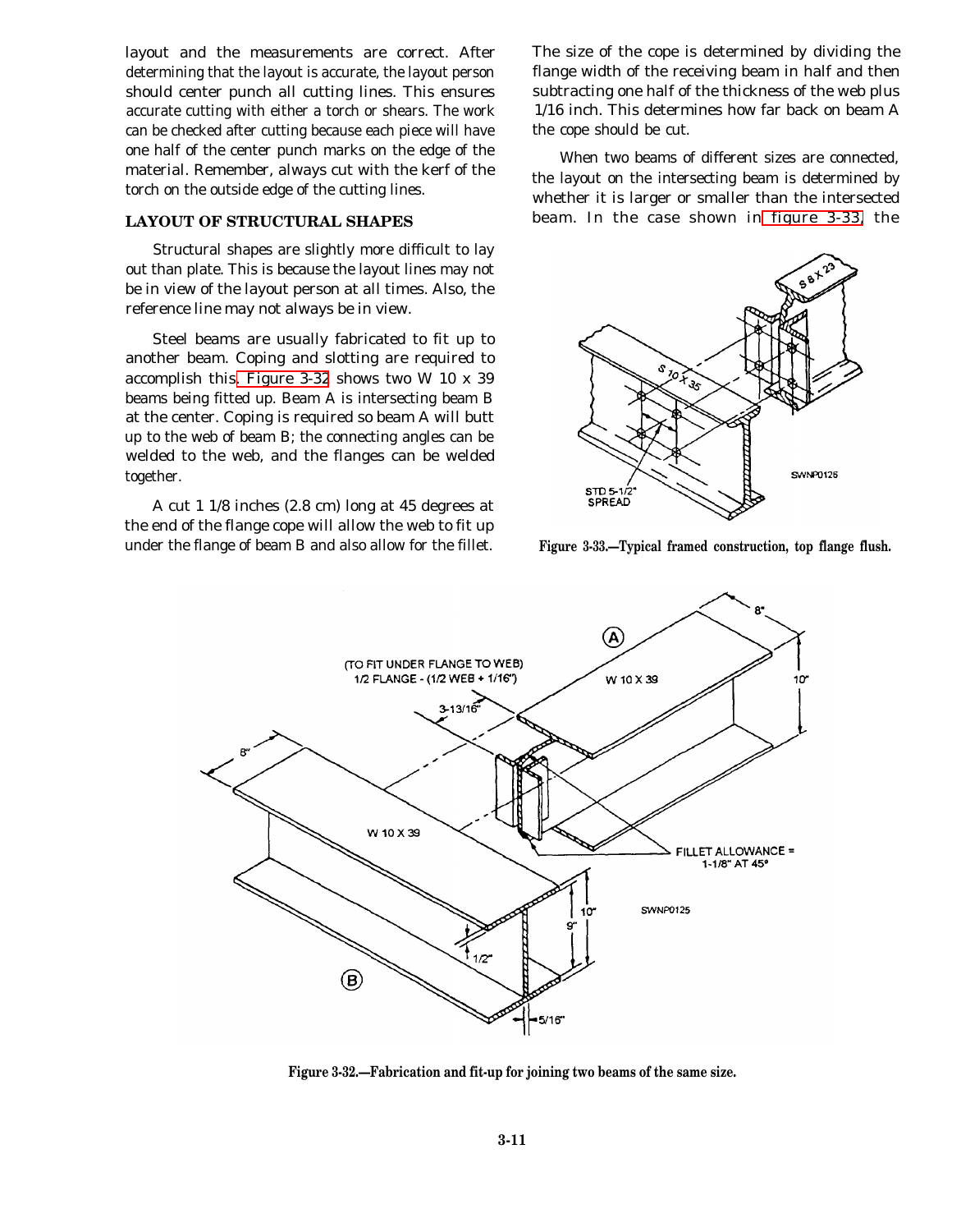layout and the measurements are correct. After determining that the layout is accurate, the layout person should center punch all cutting lines. This ensures accurate cutting with either a torch or shears. The work can be checked after cutting because each piece will have one half of the center punch marks on the edge of the material. Remember, always cut with the kerf of the torch on the outside edge of the cutting lines.

## LAYOUT OF STRUCTURAL SHAPES

Structural shapes are slightly more difficult to lay out than plate. This is because the layout lines may not be in view of the layout person at all times. Also, the reference line may not always be in view.

Steel beams are usually fabricated to fit up to another beam. Coping and slotting are required to accomplish this. Figure 3-32 shows two W 10 x 39 beams being fitted up. Beam A is intersecting beam B at the center. Coping is required so beam A will butt up to the web of beam B; the connecting angles can be welded to the web, and the flanges can be welded together.

A cut 1 1/8 inches (2.8 cm) long at 45 degrees at the end of the flange cope will allow the web to fit up under the flange of beam B and also allow for the fillet.

The size of the cope is determined by dividing the flange width of the receiving beam in half and then subtracting one half of the thickness of the web plus 1/16 inch. This determines how far back on beam A the cope should be cut.

When two beams of different sizes are connected, the layout on the intersecting beam is determined by whether it is larger or smaller than the intersected beam. In the case shown in figure 3-33, the

Figure 3-33.—Typical framed construction, top flange flush.

Figure 3-32.—Fabrication and fit-up for joining two beams of the same size.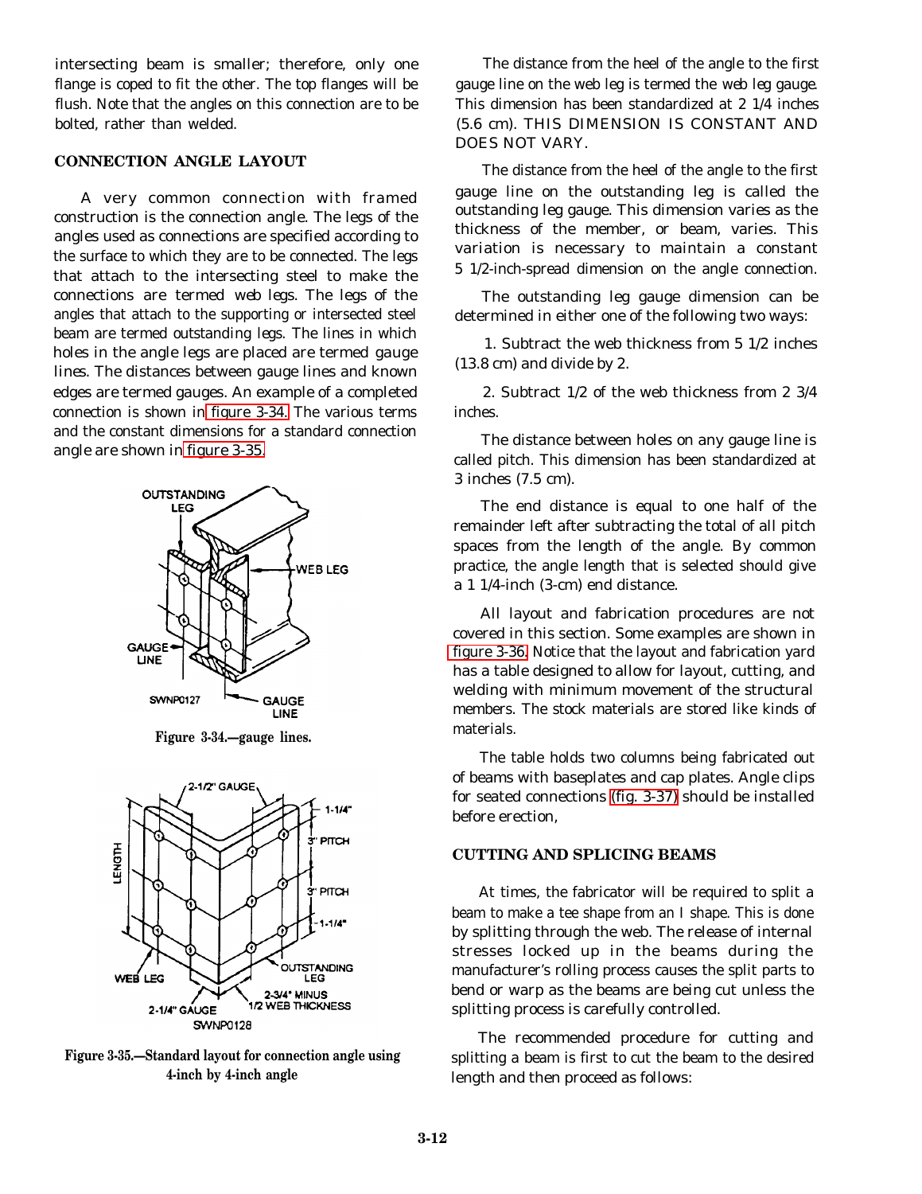intersecting beam is smaller; therefore, only one flange is coped to fit the other. The top flanges will be flush. Note that the angles on this connection are to be bolted, rather than welded.

## CONNECTION ANGLE LAYOUT

A very common connection with framed construction is the connection angle. The legs of the angles used as connections are specified according to the surface to which they are to be connected. The legs that attach to the intersecting steel to make the connections are termed web legs. The legs of the angles that attach to the supporting or intersected steel beam are termed outstanding legs. The lines in which holes in the angle legs are placed are termed gauge lines. The distances between gauge lines and known edges are termed gauges. An example of a completed connection is shown in figure 3-34. The various terms and the constant dimensions for a standard connection angle are shown in figure 3-35.

Figure 3-34.—gauge lines.

Figure 3-35.—Standard layout for connection angle using 4-inch by 4-inch angle

The distance from the heel of the angle to the first gauge line on the web leg is termed the web leg gauge. This dimension has been standardized at 2 1/4 inches (5.6 cm). THIS DIMENSION IS CONSTANT AND DOES NOT VARY.

The distance from the heel of the angle to the first gauge line on the outstanding leg is called the outstanding leg gauge. This dimension varies as the thickness of the member, or beam, varies. This variation is necessary to maintain a constant 5 1/2-inch-spread dimension on the angle connection.

The outstanding leg gauge dimension can be determined in either one of the following two ways:

1. Subtract the web thickness from 5 1/2 inches (13.8 cm) and divide by 2.

2. Subtract 1/2 of the web thickness from 2 3/4 inches.

The distance between holes on any gauge line is called pitch. This dimension has been standardized at 3 inches (7.5 cm).

The end distance is equal to one half of the remainder left after subtracting the total of all pitch spaces from the length of the angle. By common practice, the angle length that is selected should give a 1 1/4-inch (3-cm) end distance.

All layout and fabrication procedures are not covered in this section. Some examples are shown in figure 3-36. Notice that the layout and fabrication yard has a table designed to allow for layout, cutting, and welding with minimum movement of the structural members. The stock materials are stored like kinds of materials.

The table holds two columns being fabricated out of beams with baseplates and cap plates. Angle clips for seated connections (fig. 3-37) should be installed before erection,

## CUTTING AND SPLICING BEAMS

At times, the fabricator will be required to split a beam to make a tee shape from an I shape. This is done by splitting through the web. The release of internal stresses locked up in the beams during the manufacturer's rolling process causes the split parts to bend or warp as the beams are being cut unless the splitting process is carefully controlled.

The recommended procedure for cutting and splitting a beam is first to cut the beam to the desired length and then proceed as follows: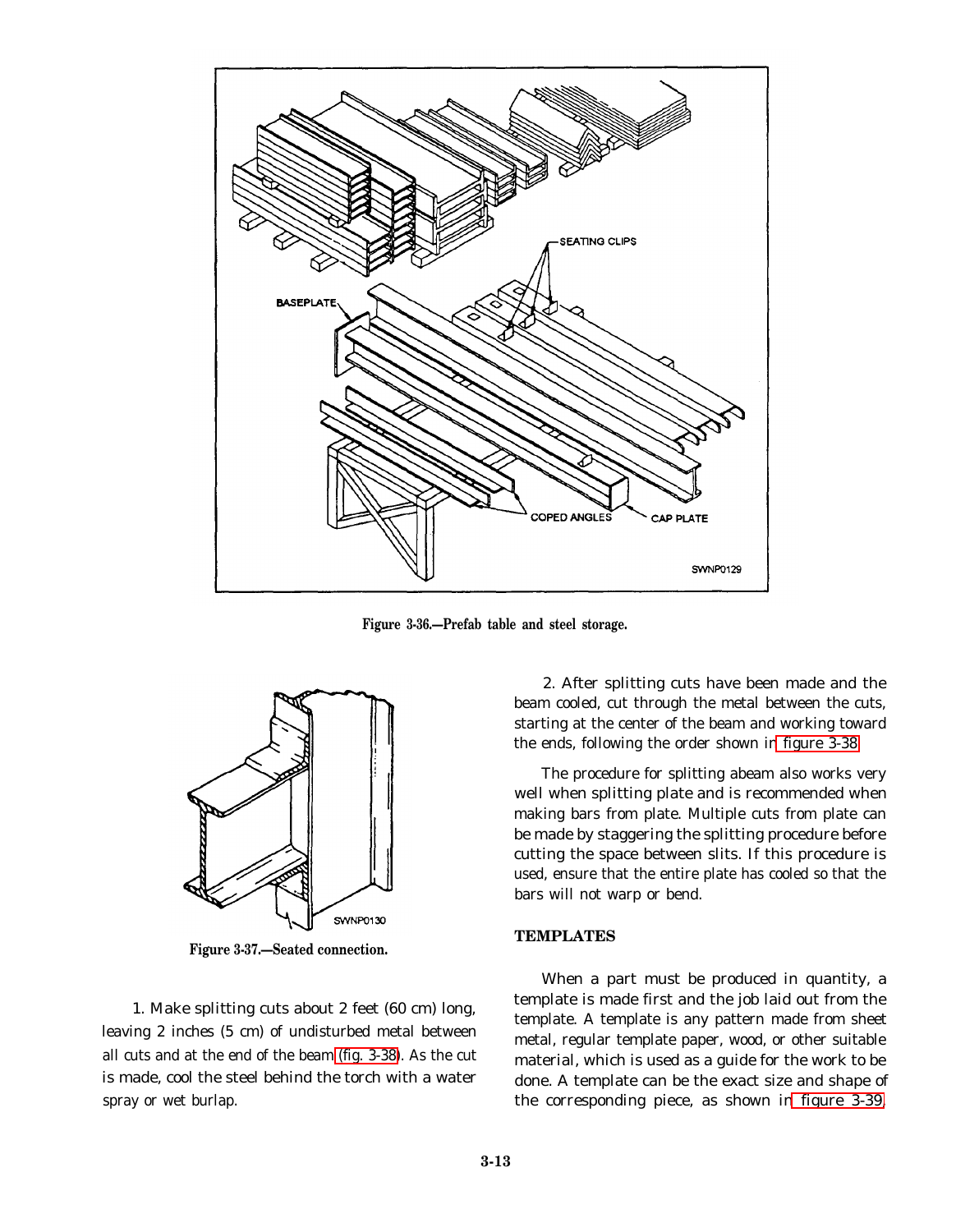Figure 3-36.—Prefab table and steel storage.

Figure 3-37.—Seated connection.

1. Make splitting cuts about 2 feet (60 cm) long, leaving 2 inches (5 cm) of undisturbed metal between all cuts and at the end of the beam (fig. 3-38). As the cut is made, cool the steel behind the torch with a water spray or wet burlap.

2. After splitting cuts have been made and the beam cooled, cut through the metal between the cuts, starting at the center of the beam and working toward the ends, following the order shown in figure 3-38.

The procedure for splitting abeam also works very well when splitting plate and is recommended when making bars from plate. Multiple cuts from plate can be made by staggering the splitting procedure before cutting the space between slits. If this procedure is used, ensure that the entire plate has cooled so that the bars will not warp or bend.

## TEMPLATES

When a part must be produced in quantity, a template is made first and the job laid out from the template. A template is any pattern made from sheet metal, regular template paper, wood, or other suitable material, which is used as a guide for the work to be done. A template can be the exact size and shape of the corresponding piece, as shown in figure 3-39.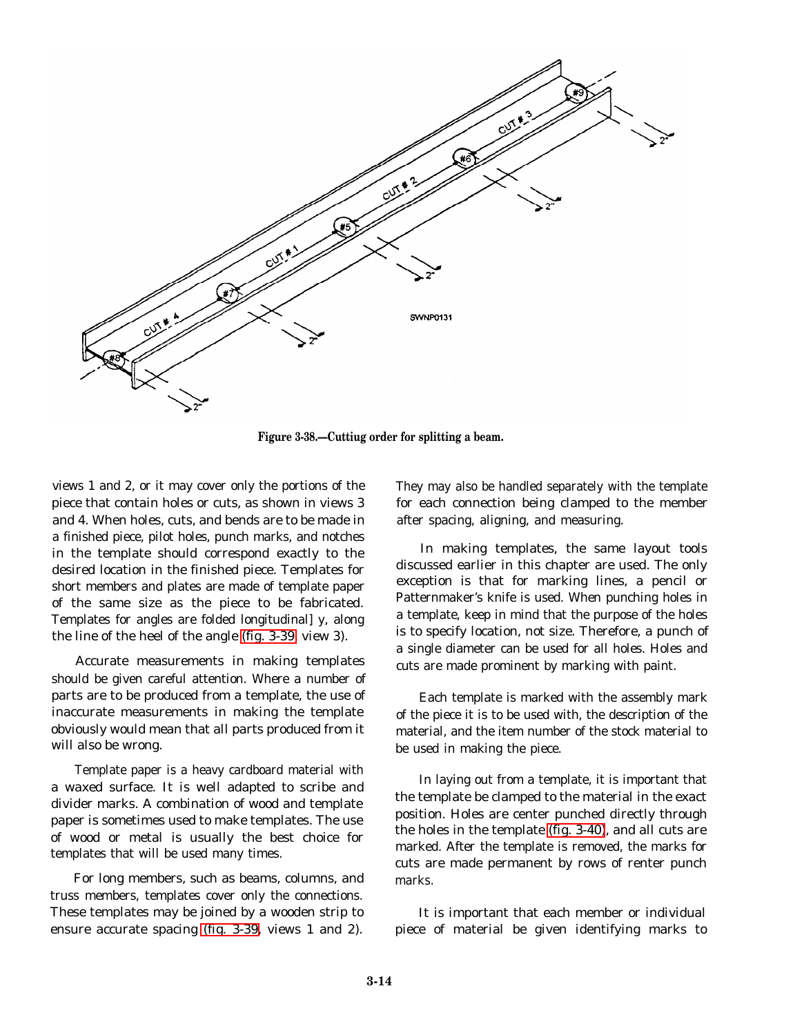Figure 3-38.—Cuttiug order for splitting a beam.

views 1 and 2, or it may cover only the portions of the piece that contain holes or cuts, as shown in views 3 and 4. When holes, cuts, and bends are to be made in a finished piece, pilot holes, punch marks, and notches in the template should correspond exactly to the desired location in the finished piece. Templates for short members and plates are made of template paper of the same size as the piece to be fabricated. Templates for angles are folded longitudinal] y, along the line of the heel of the angle (fig. 3-39, view 3).

Accurate measurements in making templates should be given careful attention. Where a number of parts are to be produced from a template, the use of inaccurate measurements in making the template obviously would mean that all parts produced from it will also be wrong.

Template paper is a heavy cardboard material with a waxed surface. It is well adapted to scribe and divider marks. A combination of wood and template paper is sometimes used to make templates. The use of wood or metal is usually the best choice for templates that will be used many times.

For long members, such as beams, columns, and truss members, templates cover only the connections. These templates may be joined by a wooden strip to ensure accurate spacing (fig. 3-39, views 1 and 2). They may also be handled separately with the template for each connection being clamped to the member after spacing, aligning, and measuring.

In making templates, the same layout tools discussed earlier in this chapter are used. The only exception is that for marking lines, a pencil or Patternmaker's knife is used. When punching holes in a template, keep in mind that the purpose of the holes is to specify location, not size. Therefore, a punch of a single diameter can be used for all holes. Holes and cuts are made prominent by marking with paint.

Each template is marked with the assembly mark of the piece it is to be used with, the description of the material, and the item number of the stock material to be used in making the piece.

In laying out from a template, it is important that the template be clamped to the material in the exact position. Holes are center punched directly through the holes in the template (fig. 3-40), and all cuts are marked. After the template is removed, the marks for cuts are made permanent by rows of renter punch marks.

It is important that each member or individual piece of material be given identifying marks to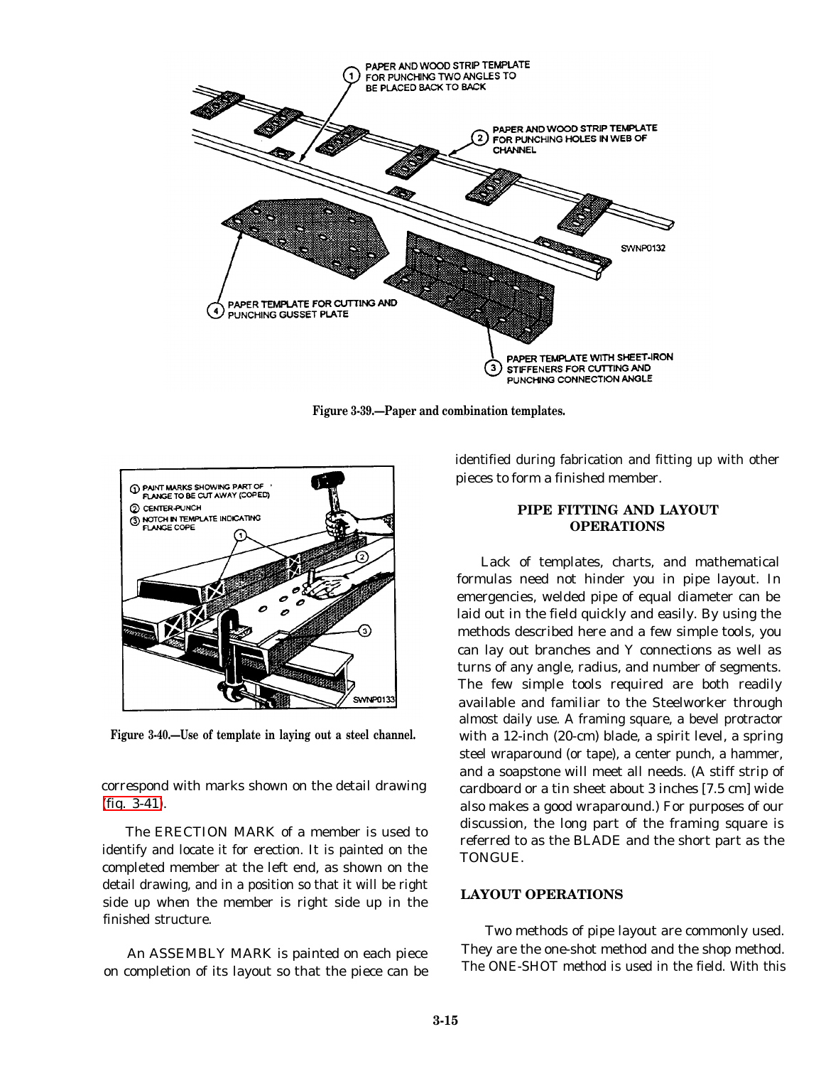Figure 3-39.—Paper and combination templates.

Figure 3-40.—Use of template in laying out a steel channel.

correspond with marks shown on the detail drawing (fig. 3-41).

The ERECTION MARK of a member is used to identify and locate it for erection. It is painted on the completed member at the left end, as shown on the detail drawing, and in a position so that it will be right side up when the member is right side up in the finished structure.

An ASSEMBLY MARK is painted on each piece on completion of its layout so that the piece can be identified during fabrication and fitting up with other pieces to form a finished member.

## PIPE FITTING AND LAYOUT OPERATIONS

Lack of templates, charts, and mathematical formulas need not hinder you in pipe layout. In emergencies, welded pipe of equal diameter can be laid out in the field quickly and easily. By using the methods described here and a few simple tools, you can lay out branches and Y connections as well as turns of any angle, radius, and number of segments. The few simple tools required are both readily available and familiar to the Steelworker through almost daily use. A framing square, a bevel protractor with a 12-inch (20-cm) blade, a spirit level, a spring steel wraparound (or tape), a center punch, a hammer, and a soapstone will meet all needs. (A stiff strip of cardboard or a tin sheet about 3 inches [7.5 cm] wide also makes a good wraparound.) For purposes of our discussion, the long part of the framing square is referred to as the BLADE and the short part as the TONGUE.

### LAYOUT OPERATIONS

Two methods of pipe layout are commonly used. They are the one-shot method and the shop method. The ONE-SHOT method is used in the field. With this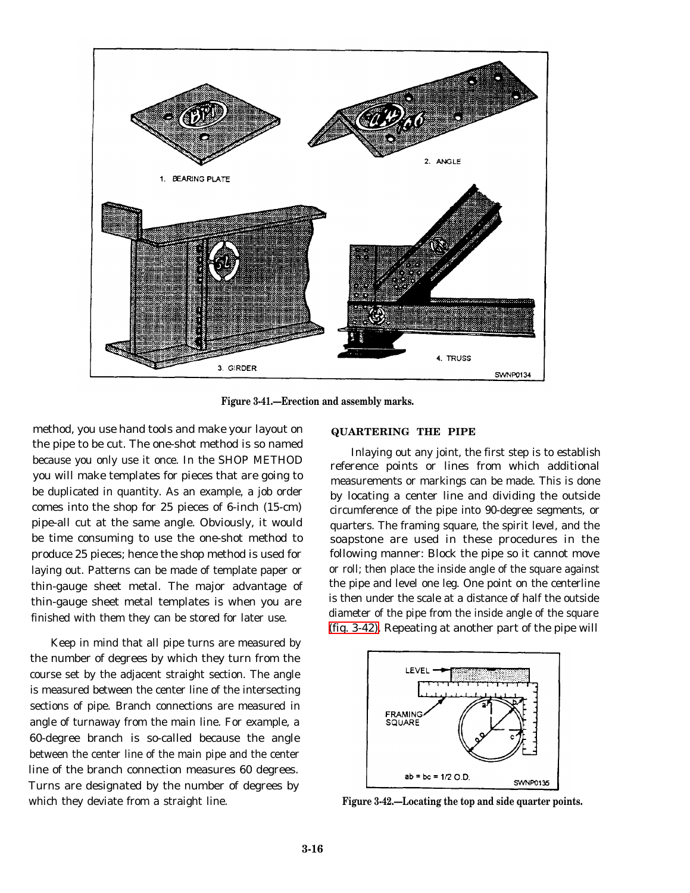Figure 3-41.—Erection and assembly marks.

method, you use hand tools and make your layout on the pipe to be cut. The one-shot method is so named because you only use it once. In the SHOP METHOD you will make templates for pieces that are going to be duplicated in quantity. As an example, a job order comes into the shop for 25 pieces of 6-inch (15-cm) pipe-all cut at the same angle. Obviously, it would be time consuming to use the one-shot method to produce 25 pieces; hence the shop method is used for laying out. Patterns can be made of template paper or thin-gauge sheet metal. The major advantage of thin-gauge sheet metal templates is when you are finished with them they can be stored for later use.

Keep in mind that all pipe turns are measured by the number of degrees by which they turn from the course set by the adjacent straight section. The angle is measured between the center line of the intersecting sections of pipe. Branch connections are measured in angle of turnaway from the main line. For example, a 60-degree branch is so-called because the angle between the center line of the main pipe and the center line of the branch connection measures 60 degrees. Turns are designated by the number of degrees by which they deviate from a straight line.

## QUARTERING THE PIPE

Inlaying out any joint, the first step is to establish reference points or lines from which additional measurements or markings can be made. This is done by locating a center line and dividing the outside circumference of the pipe into 90-degree segments, or quarters. The framing square, the spirit level, and the soapstone are used in these procedures in the following manner: Block the pipe so it cannot move or roll; then place the inside angle of the square against the pipe and level one leg. One point on the centerline is then under the scale at a distance of half the outside diameter of the pipe from the inside angle of the square (fig. 3-42). Repeating at another part of the pipe will

Figure 3-42.—Locating the top and side quarter points.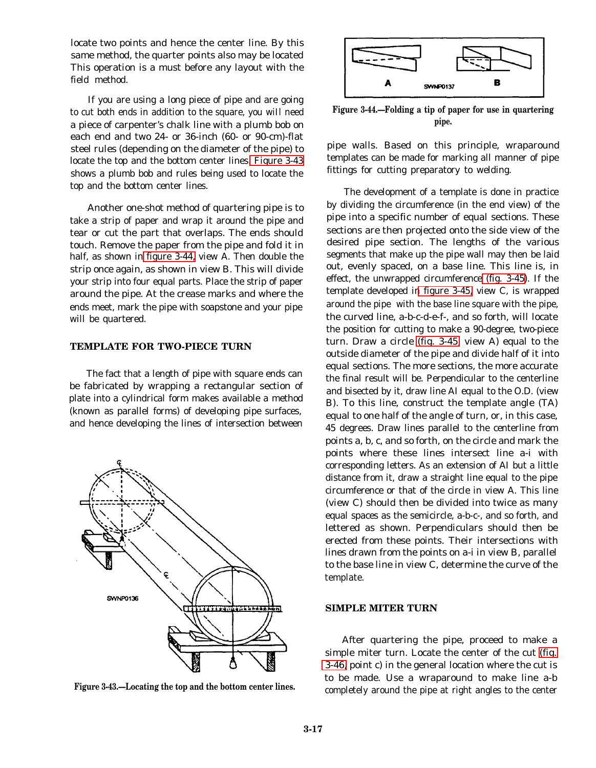locate two points and hence the center line. By this same method, the quarter points also may be located This operation is a must before any layout with the field method.

If you are using a long piece of pipe and are going to cut both ends in addition to the square, you will need a piece of carpenter's chalk line with a plumb bob on each end and two 24- or 36-inch (60- or 90-cm)-flat steel rules (depending on the diameter of the pipe) to locate the top and the bottom center lines. Figure 3-43 shows a plumb bob and rules being used to locate the top and the bottom center lines.

Another one-shot method of quartering pipe is to take a strip of paper and wrap it around the pipe and tear or cut the part that overlaps. The ends should touch. Remove the paper from the pipe and fold it in half, as shown in figure 3-44, view A. Then double the strip once again, as shown in view B. This will divide your strip into four equal parts. Place the strip of paper around the pipe. At the crease marks and where the ends meet, mark the pipe with soapstone and your pipe will be quartered.

### TEMPLATE FOR TWO-PIECE TURN

The fact that a length of pipe with square ends can be fabricated by wrapping a rectangular section of plate into a cylindrical form makes available a method (known as parallel forms) of developing pipe surfaces, and hence developing the lines of intersection between pipe walls. Based on this principle, wraparound templates can be made for marking all manner of pipe fittings for cutting preparatory to welding.

SWNP0136

Figure 3-43.—Locating the top and the bottom center lines.

A SWNP0137 B

Figure 3-44.—Folding a tip of paper for use in quartering pipe.

The development of a template is done in practice by dividing the circumference (in the end view) of the pipe into a specific number of equal sections. These sections are then projected onto the side view of the desired pipe section. The lengths of the various segments that make up the pipe wall may then be laid out, evenly spaced, on a base line. This line is, in effect, the unwrapped circumference (fig. 3-45). If the template developed in figure 3-45, view C, is wrapped around the pipe with the base line square with the pipe, the curved line, a-b-c-d-e-f-, and so forth, will locate the position for cutting to make a 90-degree, two-piece turn. Draw a circle (fig. 3-45, view A) equal to the outside diameter of the pipe and divide half of it into equal sections. The more sections, the more accurate the final result will be. Perpendicular to the centerline and bisected by it, draw line AI equal to the O.D. (view B). To this line, construct the template angle (TA) equal to one half of the angle of turn, or, in this case, 45 degrees. Draw lines parallel to the centerline from points a, b, c, and so forth, on the circle and mark the points where these lines intersect line a-i with corresponding letters. As an extension of AI but a little distance from it, draw a straight line equal to the pipe circumference or that of the circle in view A. This line (view C) should then be divided into twice as many equal spaces as the semicircle, a-b-c-, and so forth, and lettered as shown. Perpendiculars should then be erected from these points. Their intersections with lines drawn from the points on a-i in view B, parallel to the base line in view C, determine the curve of the template.

### SIMPLE MITER TURN

After quartering the pipe, proceed to make a simple miter turn. Locate the center of the cut (fig. 3-46, point c) in the general location where the cut is to be made. Use a wraparound to make line a-b completely around the pipe at right angles to the center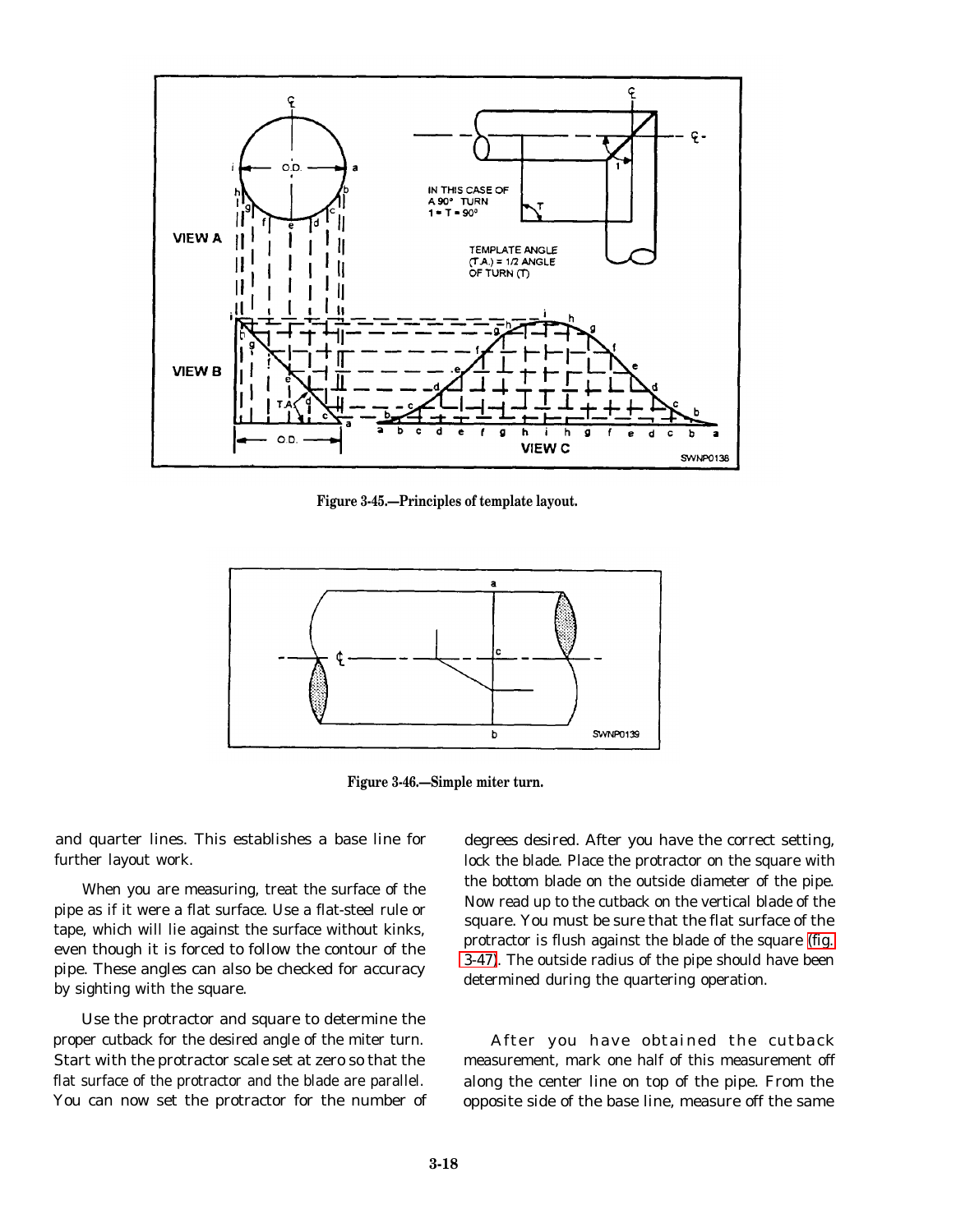Figure 3-45.—Principles of template layout.

Figure 3-46.—Simple miter turn.

and quarter lines. This establishes a base line for further layout work.

When you are measuring, treat the surface of the pipe as if it were a flat surface. Use a flat-steel rule or tape, which will lie against the surface without kinks, even though it is forced to follow the contour of the pipe. These angles can also be checked for accuracy by sighting with the square.

Use the protractor and square to determine the proper cutback for the desired angle of the miter turn. Start with the protractor scale set at zero so that the flat surface of the protractor and the blade are parallel. You can now set the protractor for the number of degrees desired. After you have the correct setting, lock the blade. Place the protractor on the square with the bottom blade on the outside diameter of the pipe. Now read up to the cutback on the vertical blade of the square. You must be sure that the flat surface of the protractor is flush against the blade of the square (fig. 3-47). The outside radius of the pipe should have been determined during the quartering operation.

After you have obtained the cutback measurement, mark one half of this measurement off along the center line on top of the pipe. From the opposite side of the base line, measure off the same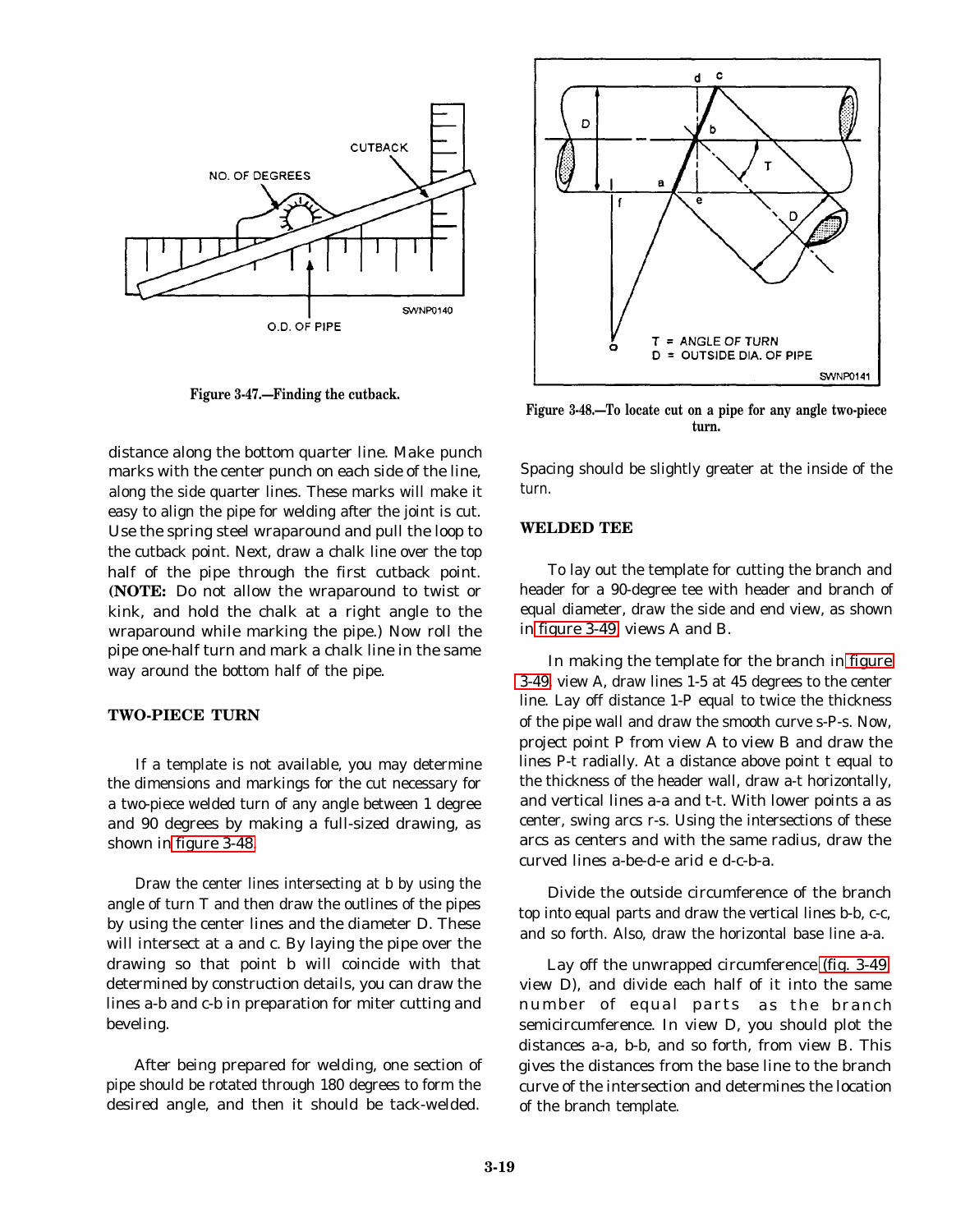Figure 3-47.—Finding the cutback.

Figure 3-48.—To locate cut on a pipe for any angle two-piece turn.

distance along the bottom quarter line. Make punch marks with the center punch on each side of the line, along the side quarter lines. These marks will make it easy to align the pipe for welding after the joint is cut. Use the spring steel wraparound and pull the loop to the cutback point. Next, draw a chalk line over the top half of the pipe through the first cutback point. (**NOTE:** Do not allow the wraparound to twist or kink, and hold the chalk at a right angle to the wraparound while marking the pipe.) Now roll the pipe one-half turn and mark a chalk line in the same way around the bottom half of the pipe.

## TWO-PIECE TURN

If a template is not available, you may determine the dimensions and markings for the cut necessary for a two-piece welded turn of any angle between 1 degree and 90 degrees by making a full-sized drawing, as shown in figure 3-48.

Draw the center lines intersecting at b by using the angle of turn T and then draw the outlines of the pipes by using the center lines and the diameter D. These will intersect at a and c. By laying the pipe over the drawing so that point b will coincide with that determined by construction details, you can draw the lines a-b and c-b in preparation for miter cutting and beveling.

After being prepared for welding, one section of pipe should be rotated through 180 degrees to form the desired angle, and then it should be tack-welded. Spacing should be slightly greater at the inside of the turn.

## WELDED TEE

To lay out the template for cutting the branch and header for a 90-degree tee with header and branch of equal diameter, draw the side and end view, as shown in figure 3-49, views A and B.

In making the template for the branch in figure 3-49, view A, draw lines 1-5 at 45 degrees to the center line. Lay off distance 1-P equal to twice the thickness of the pipe wall and draw the smooth curve s-P-s. Now, project point P from view A to view B and draw the lines P-t radially. At a distance above point t equal to the thickness of the header wall, draw a-t horizontally, and vertical lines a-a and t-t. With lower points a as center, swing arcs r-s. Using the intersections of these arcs as centers and with the same radius, draw the curved lines a-be-d-e arid e d-c-b-a.

Divide the outside circumference of the branch top into equal parts and draw the vertical lines b-b, c-c, and so forth. Also, draw the horizontal base line a-a.

Lay off the unwrapped circumference (fig. 3-49 view D), and divide each half of it into the same number of equal parts as the branch semicircumference. In view D, you should plot the distances a-a, b-b, and so forth, from view B. This gives the distances from the base line to the branch curve of the intersection and determines the location of the branch template.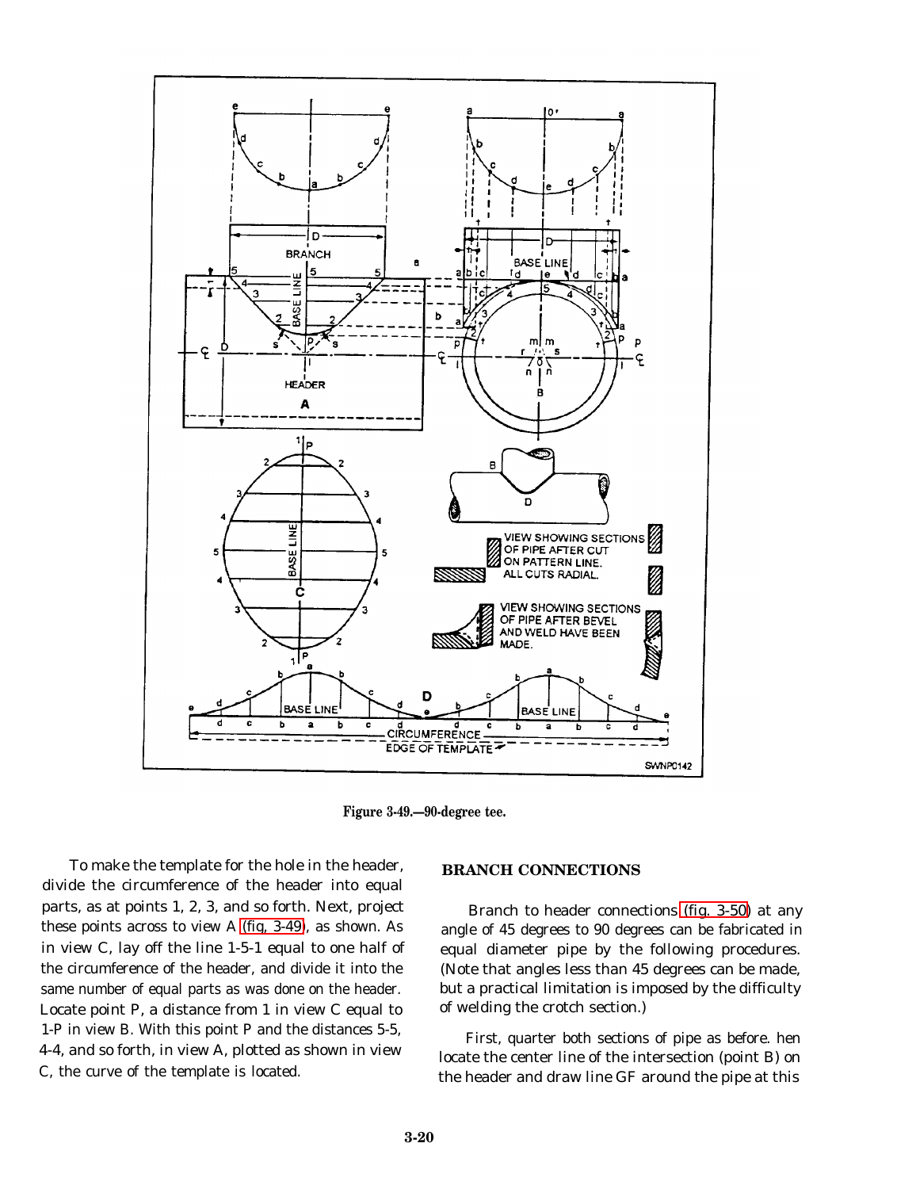Figure 3-49.—90-degree tee.

To make the template for the hole in the header, divide the circumference of the header into equal parts, as at points 1, 2, 3, and so forth. Next, project these points across to view A (fig, 3-49), as shown. As in view C, lay off the line 1-5-1 equal to one half of the circumference of the header, and divide it into the same number of equal parts as was done on the header. Locate point P, a distance from 1 in view C equal to 1-P in view B. With this point P and the distances 5-5, 4-4, and so forth, in view A, plotted as shown in view C, the curve of the template is located.

## BRANCH CONNECTIONS

Branch to header connections (fig. 3-50) at any angle of 45 degrees to 90 degrees can be fabricated in equal diameter pipe by the following procedures. (Note that angles less than 45 degrees can be made, but a practical limitation is imposed by the difficulty of welding the crotch section.)

First, quarter both sections of pipe as before. hen locate the center line of the intersection (point B) on the header and draw line GF around the pipe at this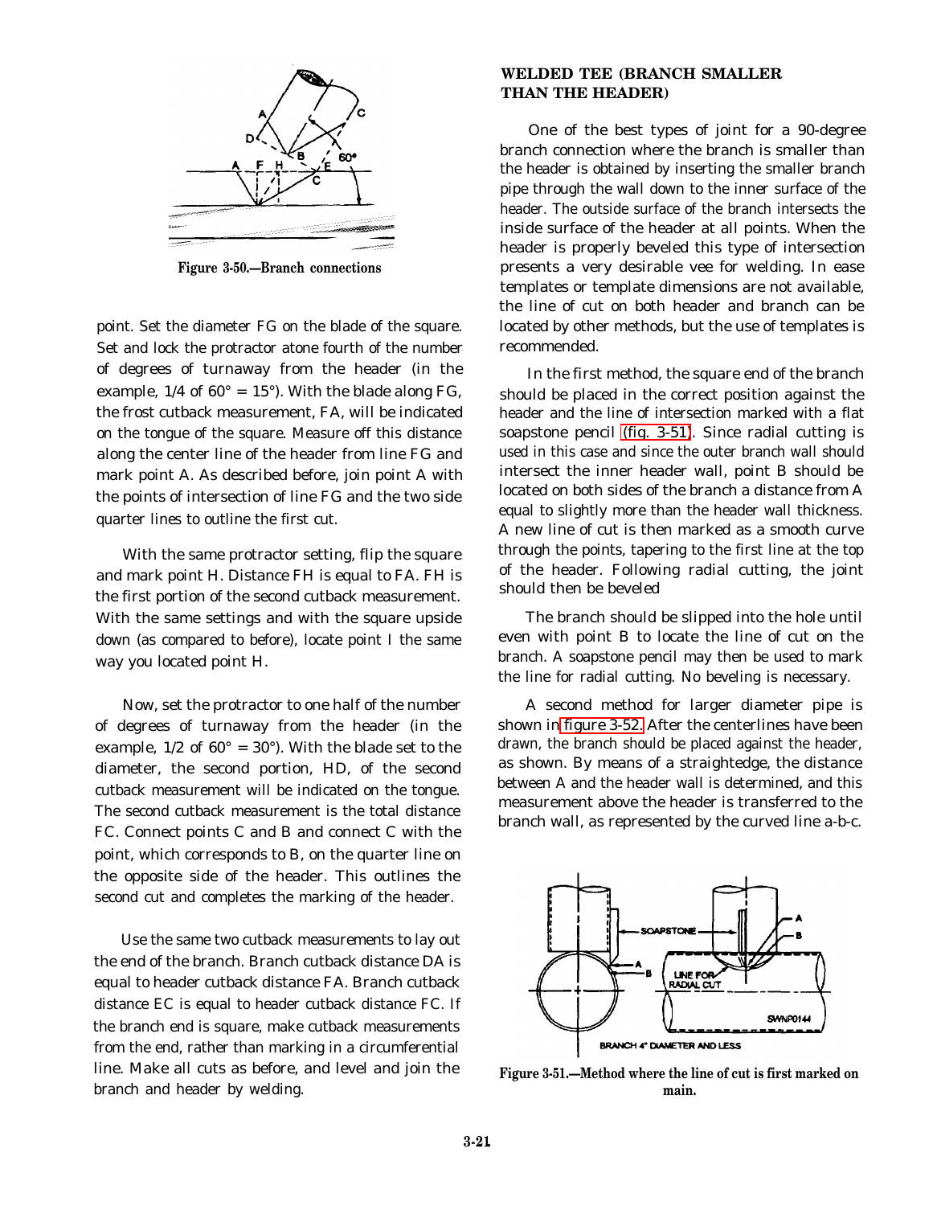Figure 3-50.—Branch connections

point. Set the diameter FG on the blade of the square. Set and lock the protractor atone fourth of the number of degrees of turnaway from the header (in the example, 1/4 of 60° = 15°). With the blade along FG, the frost cutback measurement, FA, will be indicated on the tongue of the square. Measure off this distance along the center line of the header from line FG and mark point A. As described before, join point A with the points of intersection of line FG and the two side quarter lines to outline the first cut.

With the same protractor setting, flip the square and mark point H. Distance FH is equal to FA. FH is the first portion of the second cutback measurement. With the same settings and with the square upside down (as compared to before), locate point I the same way you located point H.

Now, set the protractor to one half of the number of degrees of turnaway from the header (in the example, 1/2 of 60° = 30°). With the blade set to the diameter, the second portion, HD, of the second cutback measurement will be indicated on the tongue. The second cutback measurement is the total distance FC. Connect points C and B and connect C with the point, which corresponds to B, on the quarter line on the opposite side of the header. This outlines the second cut and completes the marking of the header.

Use the same two cutback measurements to lay out the end of the branch. Branch cutback distance DA is equal to header cutback distance FA. Branch cutback distance EC is equal to header cutback distance FC. If the branch end is square, make cutback measurements from the end, rather than marking in a circumferential line. Make all cuts as before, and level and join the branch and header by welding.

## WELDED TEE (BRANCH SMALLER THAN THE HEADER)

One of the best types of joint for a 90-degree branch connection where the branch is smaller than the header is obtained by inserting the smaller branch pipe through the wall down to the inner surface of the header. The outside surface of the branch intersects the inside surface of the header at all points. When the header is properly beveled this type of intersection presents a very desirable vee for welding. In ease templates or template dimensions are not available, the line of cut on both header and branch can be located by other methods, but the use of templates is recommended.

In the first method, the square end of the branch should be placed in the correct position against the header and the line of intersection marked with a flat soapstone pencil (fig. 3-51). Since radial cutting is used in this case and since the outer branch wall should intersect the inner header wall, point B should be located on both sides of the branch a distance from A equal to slightly more than the header wall thickness. A new line of cut is then marked as a smooth curve through the points, tapering to the first line at the top of the header. Following radial cutting, the joint should then be beveled

The branch should be slipped into the hole until even with point B to locate the line of cut on the branch. A soapstone pencil may then be used to mark the line for radial cutting. No beveling is necessary.

A second method for larger diameter pipe is shown in figure 3-52. After the centerlines have been drawn, the branch should be placed against the header, as shown. By means of a straightedge, the distance between A and the header wall is determined, and this measurement above the header is transferred to the branch wall, as represented by the curved line a-b-c.

Figure 3-51.—Method where the line of cut is first marked on main.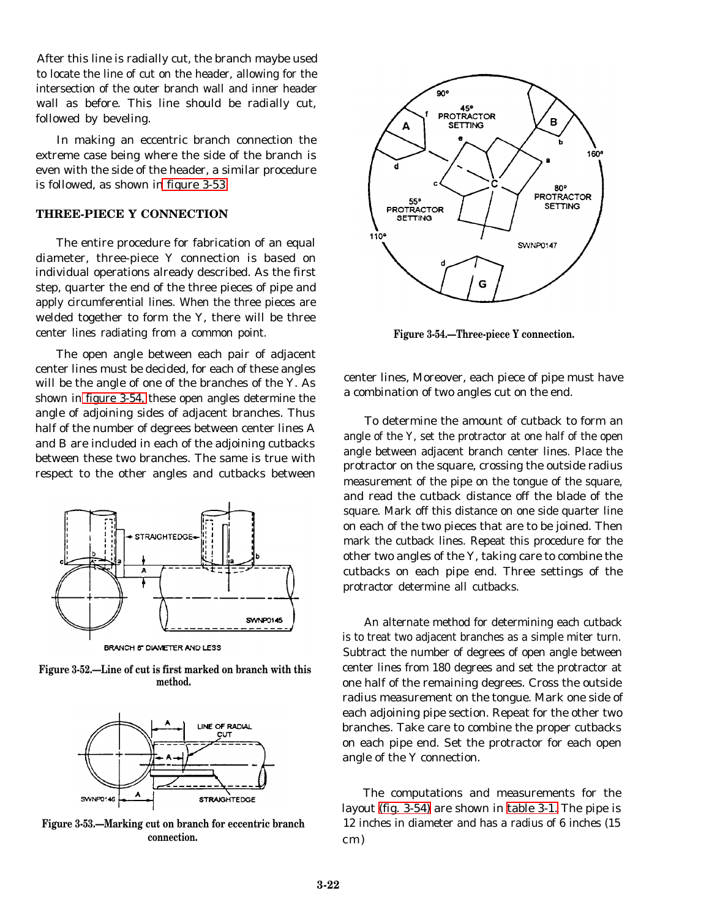After this line is radially cut, the branch maybe used to locate the line of cut on the header, allowing for the intersection of the outer branch wall and inner header wall as before. This line should be radially cut, followed by beveling.

In making an eccentric branch connection the extreme case being where the side of the branch is even with the side of the header, a similar procedure is followed, as shown in figure 3-53.

### THREE-PIECE Y CONNECTION

The entire procedure for fabrication of an equal diameter, three-piece Y connection is based on individual operations already described. As the first step, quarter the end of the three pieces of pipe and apply circumferential lines. When the three pieces are welded together to form the Y, there will be three center lines radiating from a common point.

The open angle between each pair of adjacent center lines must be decided, for each of these angles will be the angle of one of the branches of the Y. As shown in figure 3-54, these open angles determine the angle of adjoining sides of adjacent branches. Thus half of the number of degrees between center lines A and B are included in each of the adjoining cutbacks between these two branches. The same is true with respect to the other angles and cutbacks between center lines, Moreover, each piece of pipe must have a combination of two angles cut on the end.

Figure 3-52.—Line of cut is first marked on branch with this method.

Figure 3-53.—Marking cut on branch for eccentric branch connection.

Figure 3-54.—Three-piece Y connection.

To determine the amount of cutback to form an angle of the Y, set the protractor at one half of the open angle between adjacent branch center lines. Place the protractor on the square, crossing the outside radius measurement of the pipe on the tongue of the square, and read the cutback distance off the blade of the square. Mark off this distance on one side quarter line on each of the two pieces that are to be joined. Then mark the cutback lines. Repeat this procedure for the other two angles of the Y, taking care to combine the cutbacks on each pipe end. Three settings of the protractor determine all cutbacks.

An alternate method for determining each cutback is to treat two adjacent branches as a simple miter turn. Subtract the number of degrees of open angle between center lines from 180 degrees and set the protractor at one half of the remaining degrees. Cross the outside radius measurement on the tongue. Mark one side of each adjoining pipe section. Repeat for the other two branches. Take care to combine the proper cutbacks on each pipe end. Set the protractor for each open angle of the Y connection.

The computations and measurements for the layout (fig. 3-54) are shown in table 3-1. The pipe is 12 inches in diameter and has a radius of 6 inches (15 cm)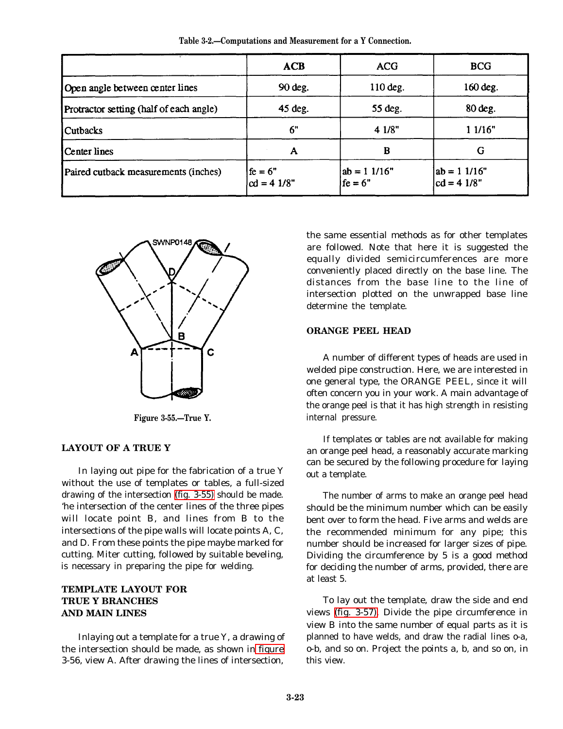Table 3-2.—Computations and Measurement for a Y Connection.

| | ACB | ACG | BCG |
|---|---|---|---|
| Open angle between center lines | 90 deg. | 110 deg. | 160 deg. |
| Protractor setting (half of each angle) | 45 deg. | 55 deg. | 80 deg. |
| Cutbacks | 6" | 4 1/8" | 1 1/16" |
| Center lines | A | B | G |
| Paired cutback measurements (inches) | fe = 6"<br>cd = 4 1/8" | ab = 1 1/16"<br>fe = 6" | ab = 1 1/16"<br>cd = 4 1/8" |

Figure 3-55.—True Y.

## LAYOUT OF A TRUE Y

In laying out pipe for the fabrication of a true Y without the use of templates or tables, a full-sized drawing of the intersection (fig. 3-55) should be made. 'he intersection of the center lines of the three pipes will locate point B, and lines from B to the intersections of the pipe walls will locate points A, C, and D. From these points the pipe maybe marked for cutting. Miter cutting, followed by suitable beveling, is necessary in preparing the pipe for welding.

## TEMPLATE LAYOUT FOR TRUE Y BRANCHES AND MAIN LINES

Inlaying out a template for a true Y, a drawing of the intersection should be made, as shown in figure 3-56, view A. After drawing the lines of intersection, the same essential methods as for other templates are followed. Note that here it is suggested the equally divided semicircumferences are more conveniently placed directly on the base line. The distances from the base line to the line of intersection plotted on the unwrapped base line determine the template.

## ORANGE PEEL HEAD

A number of different types of heads are used in welded pipe construction. Here, we are interested in one general type, the ORANGE PEEL, since it will often concern you in your work. A main advantage of the orange peel is that it has high strength in resisting internal pressure.

If templates or tables are not available for making an orange peel head, a reasonably accurate marking can be secured by the following procedure for laying out a template.

The number of arms to make an orange peel head should be the minimum number which can be easily bent over to form the head. Five arms and welds are the recommended minimum for any pipe; this number should be increased for larger sizes of pipe. Dividing the circumference by 5 is a good method for deciding the number of arms, provided, there are at least 5.

To lay out the template, draw the side and end views (fig. 3-57). Divide the pipe circumference in view B into the same number of equal parts as it is planned to have welds, and draw the radial lines o-a, o-b, and so on. Project the points a, b, and so on, in this view.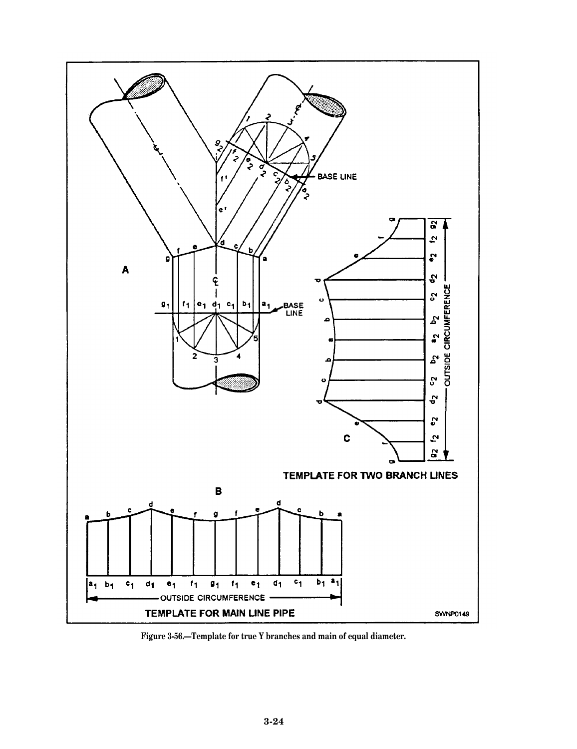Figure 3-56.—Template for true Y branches and main of equal diameter.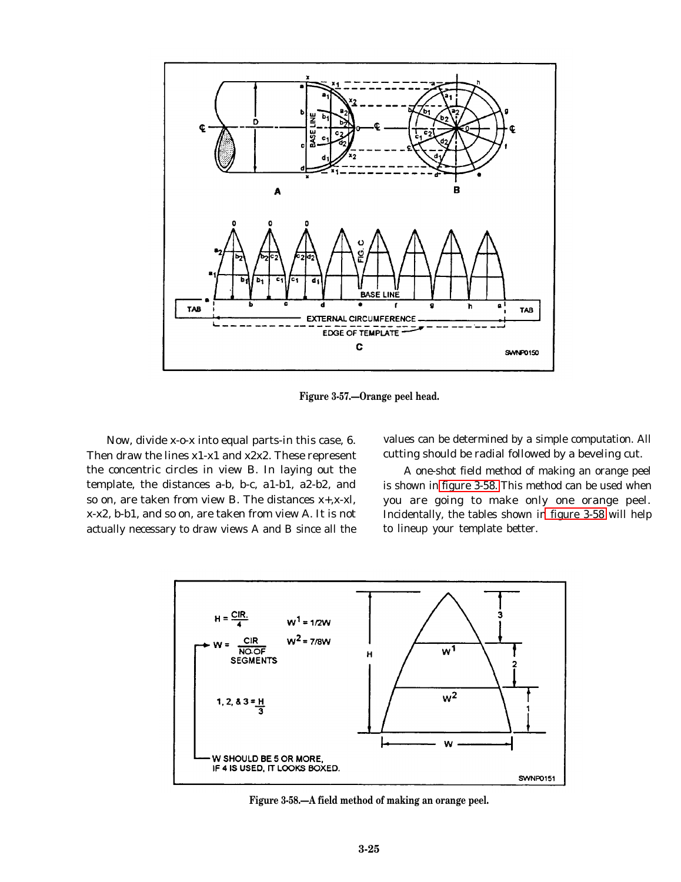Figure 3-57.—Orange peel head.

Now, divide x-o-x into equal parts-in this case, 6. Then draw the lines x1-x1 and x2x2. These represent the concentric circles in view B. In laying out the template, the distances a-b, b-c, a1-b1, a2-b2, and so on, are taken from view B. The distances x+,x-xl, x-x2, b-b1, and so on, are taken from view A. It is not actually necessary to draw views A and B since all the values can be determined by a simple computation. All cutting should be radial followed by a beveling cut.

A one-shot field method of making an orange peel is shown in figure 3-58. This method can be used when you are going to make only one orange peel. Incidentally, the tables shown in figure 3-58 will help to lineup your template better.

Figure 3-58.—A field method of making an orange peel.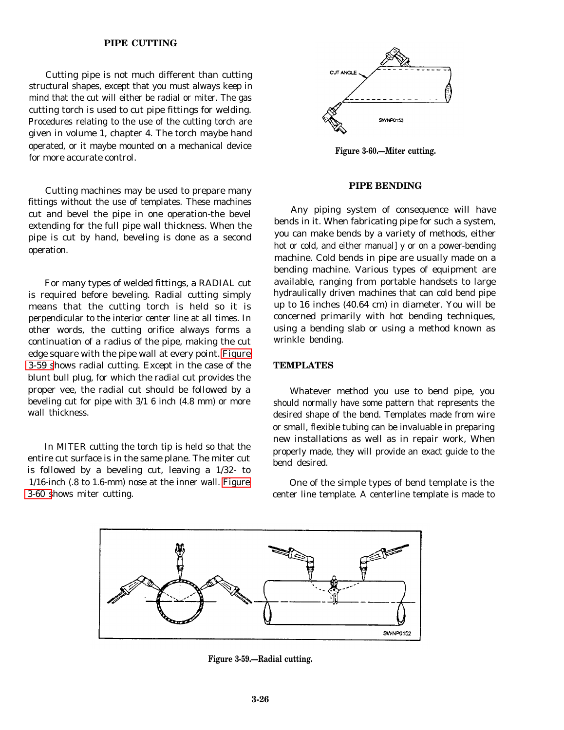## PIPE CUTTING

Cutting pipe is not much different than cutting structural shapes, except that you must always keep in mind that the cut will either be radial or miter. The gas cutting torch is used to cut pipe fittings for welding. Procedures relating to the use of the cutting torch are given in volume 1, chapter 4. The torch maybe hand operated, or it maybe mounted on a mechanical device for more accurate control.

Cutting machines may be used to prepare many fittings without the use of templates. These machines cut and bevel the pipe in one operation-the bevel extending for the full pipe wall thickness. When the pipe is cut by hand, beveling is done as a second operation.

For many types of welded fittings, a RADIAL cut is required before beveling. Radial cutting simply means that the cutting torch is held so it is perpendicular to the interior center line at all times. In other words, the cutting orifice always forms a continuation of a radius of the pipe, making the cut edge square with the pipe wall at every point. Figure 3-59 shows radial cutting. Except in the case of the blunt bull plug, for which the radial cut provides the proper vee, the radial cut should be followed by a beveling cut for pipe with 3/1 6 inch (4.8 mm) or more wall thickness.

In MITER cutting the torch tip is held so that the entire cut surface is in the same plane. The miter cut is followed by a beveling cut, leaving a 1/32- to 1/16-inch (.8 to 1.6-mm) nose at the inner wall. Figure 3-60 shows miter cutting.

Figure 3-60.—Miter cutting.

## PIPE BENDING

Any piping system of consequence will have bends in it. When fabricating pipe for such a system, you can make bends by a variety of methods, either hot or cold, and either manual] y or on a power-bending machine. Cold bends in pipe are usually made on a bending machine. Various types of equipment are available, ranging from portable handsets to large hydraulically driven machines that can cold bend pipe up to 16 inches (40.64 cm) in diameter. You will be concerned primarily with hot bending techniques, using a bending slab or using a method known as wrinkle bending.

## TEMPLATES

Whatever method you use to bend pipe, you should normally have some pattern that represents the desired shape of the bend. Templates made from wire or small, flexible tubing can be invaluable in preparing new installations as well as in repair work, When properly made, they will provide an exact guide to the bend desired.

One of the simple types of bend template is the center line template. A centerline template is made to

Figure 3-59.—Radial cutting.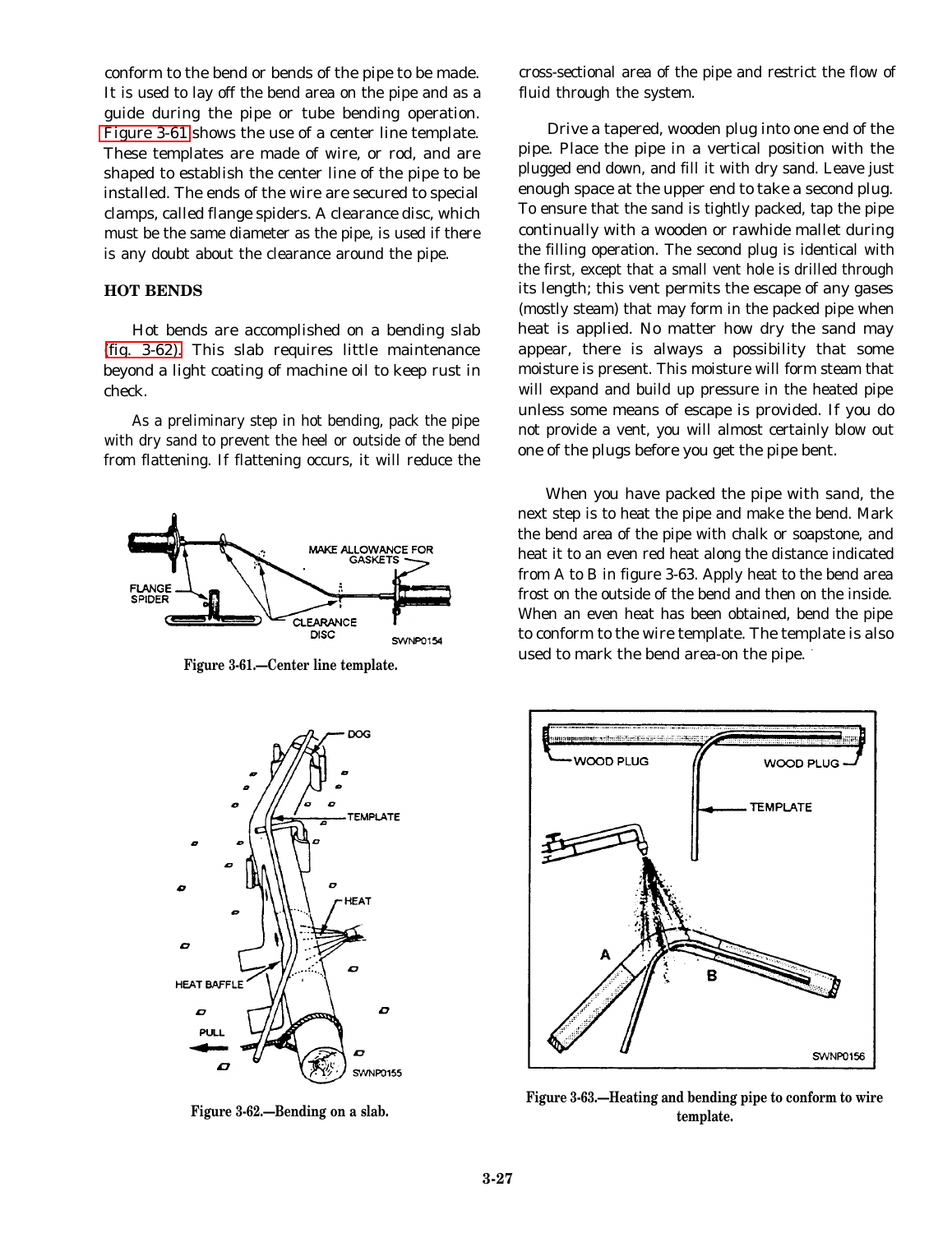conform to the bend or bends of the pipe to be made. It is used to lay off the bend area on the pipe and as a guide during the pipe or tube bending operation. Figure 3-61 shows the use of a center line template. These templates are made of wire, or rod, and are shaped to establish the center line of the pipe to be installed. The ends of the wire are secured to special clamps, called flange spiders. A clearance disc, which must be the same diameter as the pipe, is used if there is any doubt about the clearance around the pipe.

MAKE ALLOWANCE FOR GASKETS

FLANGE SPIDER

CLEARANCE DISC

SWNP0154

Figure 3-61.—Center line template.

## HOT BENDS

Hot bends are accomplished on a bending slab (fig. 3-62). This slab requires little maintenance beyond a light coating of machine oil to keep rust in check.

As a preliminary step in hot bending, pack the pipe with dry sand to prevent the heel or outside of the bend from flattening. If flattening occurs, it will reduce the cross-sectional area of the pipe and restrict the flow of fluid through the system.

Drive a tapered, wooden plug into one end of the pipe. Place the pipe in a vertical position with the plugged end down, and fill it with dry sand. Leave just enough space at the upper end to take a second plug. To ensure that the sand is tightly packed, tap the pipe continually with a wooden or rawhide mallet during the filling operation. The second plug is identical with the first, except that a small vent hole is drilled through its length; this vent permits the escape of any gases (mostly steam) that may form in the packed pipe when heat is applied. No matter how dry the sand may appear, there is always a possibility that some moisture is present. This moisture will form steam that will expand and build up pressure in the heated pipe unless some means of escape is provided. If you do not provide a vent, you will almost certainly blow out one of the plugs before you get the pipe bent.

When you have packed the pipe with sand, the next step is to heat the pipe and make the bend. Mark the bend area of the pipe with chalk or soapstone, and heat it to an even red heat along the distance indicated from A to B in figure 3-63. Apply heat to the bend area frost on the outside of the bend and then on the inside. When an even heat has been obtained, bend the pipe to conform to the wire template. The template is also used to mark the bend area-on the pipe.

DOG

TEMPLATE

HEAT

HEAT BAFFLE

PULL

SWNP0155

Figure 3-62.—Bending on a slab.

WOOD PLUG

WOOD PLUG

TEMPLATE

A

B

SWNP0156

Figure 3-63.—Heating and bending pipe to conform to wire template.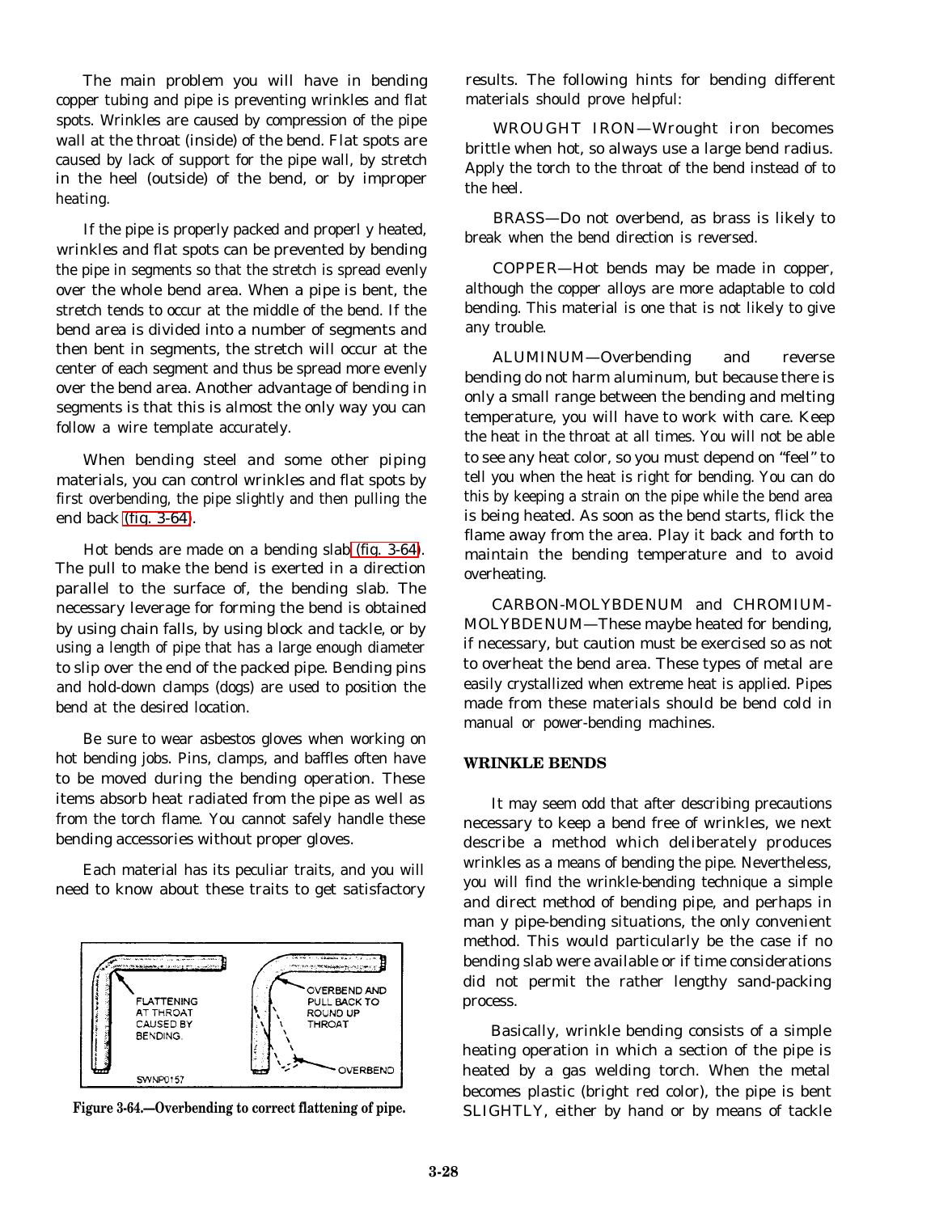The main problem you will have in bending copper tubing and pipe is preventing wrinkles and flat spots. Wrinkles are caused by compression of the pipe wall at the throat (inside) of the bend. Flat spots are caused by lack of support for the pipe wall, by stretch in the heel (outside) of the bend, or by improper heating.

If the pipe is properly packed and properl y heated, wrinkles and flat spots can be prevented by bending the pipe in segments so that the stretch is spread evenly over the whole bend area. When a pipe is bent, the stretch tends to occur at the middle of the bend. If the bend area is divided into a number of segments and then bent in segments, the stretch will occur at the center of each segment and thus be spread more evenly over the bend area. Another advantage of bending in segments is that this is almost the only way you can follow a wire template accurately.

When bending steel and some other piping materials, you can control wrinkles and flat spots by first overbending, the pipe slightly and then pulling the end back (fig. 3-64).

Hot bends are made on a bending slab (fig. 3-64). The pull to make the bend is exerted in a direction parallel to the surface of, the bending slab. The necessary leverage for forming the bend is obtained by using chain falls, by using block and tackle, or by using a length of pipe that has a large enough diameter to slip over the end of the packed pipe. Bending pins and hold-down clamps (dogs) are used to position the bend at the desired location.

Be sure to wear asbestos gloves when working on hot bending jobs. Pins, clamps, and baffles often have to be moved during the bending operation. These items absorb heat radiated from the pipe as well as from the torch flame. You cannot safely handle these bending accessories without proper gloves.

Each material has its peculiar traits, and you will need to know about these traits to get satisfactory results. The following hints for bending different materials should prove helpful:

FLATTENING AT THROAT CAUSED BY BENDING.

OVERBEND AND PULL BACK TO ROUND UP THROAT

OVERBEND

SWNP0157

**Figure 3-64.—Overbending to correct flattening of pipe.**

WROUGHT IRON—Wrought iron becomes brittle when hot, so always use a large bend radius. Apply the torch to the throat of the bend instead of to the heel.

BRASS—Do not overbend, as brass is likely to break when the bend direction is reversed.

COPPER—Hot bends may be made in copper, although the copper alloys are more adaptable to cold bending. This material is one that is not likely to give any trouble.

ALUMINUM—Overbending and reverse bending do not harm aluminum, but because there is only a small range between the bending and melting temperature, you will have to work with care. Keep the heat in the throat at all times. You will not be able to see any heat color, so you must depend on "feel" to tell you when the heat is right for bending. You can do this by keeping a strain on the pipe while the bend area is being heated. As soon as the bend starts, flick the flame away from the area. Play it back and forth to maintain the bending temperature and to avoid overheating.

CARBON-MOLYBDENUM and CHROMIUM-MOLYBDENUM—These maybe heated for bending, if necessary, but caution must be exercised so as not to overheat the bend area. These types of metal are easily crystallized when extreme heat is applied. Pipes made from these materials should be bend cold in manual or power-bending machines.

## WRINKLE BENDS

It may seem odd that after describing precautions necessary to keep a bend free of wrinkles, we next describe a method which deliberately produces wrinkles as a means of bending the pipe. Nevertheless, you will find the wrinkle-bending technique a simple and direct method of bending pipe, and perhaps in man y pipe-bending situations, the only convenient method. This would particularly be the case if no bending slab were available or if time considerations did not permit the rather lengthy sand-packing process.

Basically, wrinkle bending consists of a simple heating operation in which a section of the pipe is heated by a gas welding torch. When the metal becomes plastic (bright red color), the pipe is bent SLIGHTLY, either by hand or by means of tackle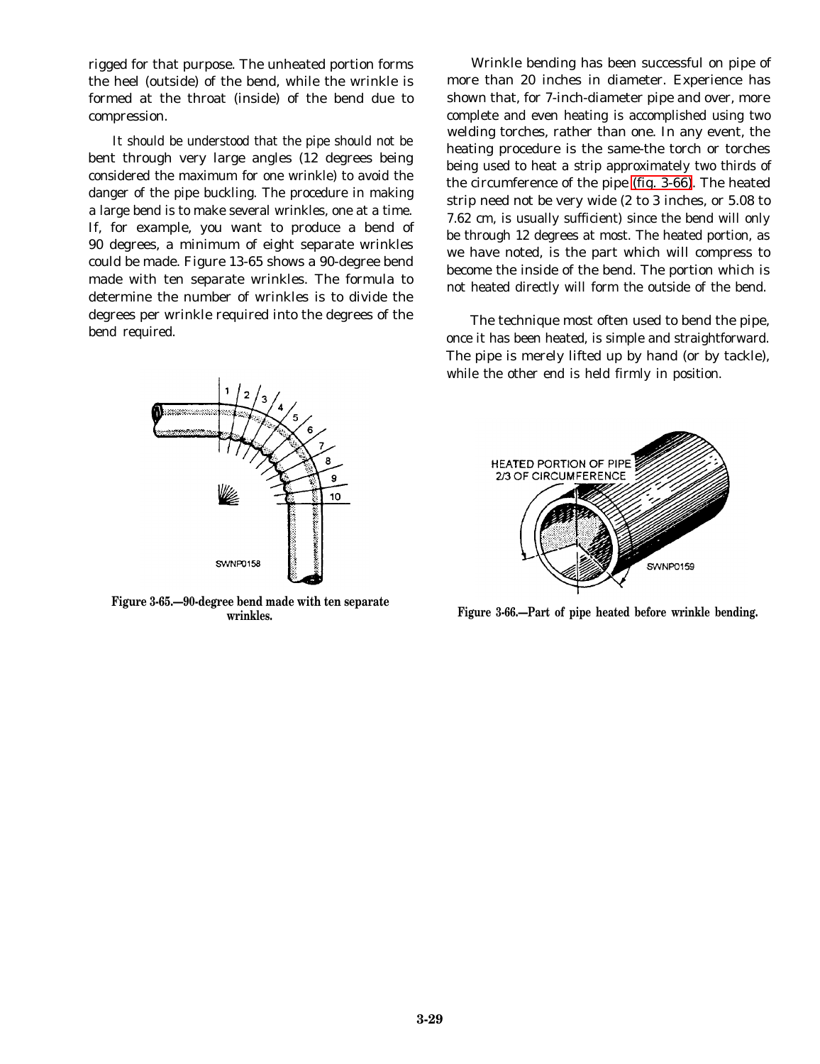rigged for that purpose. The unheated portion forms the heel (outside) of the bend, while the wrinkle is formed at the throat (inside) of the bend due to compression.

It should be understood that the pipe should not be bent through very large angles (12 degrees being considered the maximum for one wrinkle) to avoid the danger of the pipe buckling. The procedure in making a large bend is to make several wrinkles, one at a time. If, for example, you want to produce a bend of 90 degrees, a minimum of eight separate wrinkles could be made. Figure 13-65 shows a 90-degree bend made with ten separate wrinkles. The formula to determine the number of wrinkles is to divide the degrees per wrinkle required into the degrees of the bend required.

1
2
3
4
5
6
7
8
9
10
SWNP0158

**Figure 3-65.—90-degree bend made with ten separate wrinkles.**

Wrinkle bending has been successful on pipe of more than 20 inches in diameter. Experience has shown that, for 7-inch-diameter pipe and over, more complete and even heating is accomplished using two welding torches, rather than one. In any event, the heating procedure is the same-the torch or torches being used to heat a strip approximately two thirds of the circumference of the pipe (fig. 3-66). The heated strip need not be very wide (2 to 3 inches, or 5.08 to 7.62 cm, is usually sufficient) since the bend will only be through 12 degrees at most. The heated portion, as we have noted, is the part which will compress to become the inside of the bend. The portion which is not heated directly will form the outside of the bend.

The technique most often used to bend the pipe, once it has been heated, is simple and straightforward. The pipe is merely lifted up by hand (or by tackle), while the other end is held firmly in position.

HEATED PORTION OF PIPE
2/3 OF CIRCUMFERENCE
SWNP0159

**Figure 3-66.—Part of pipe heated before wrinkle bending.**